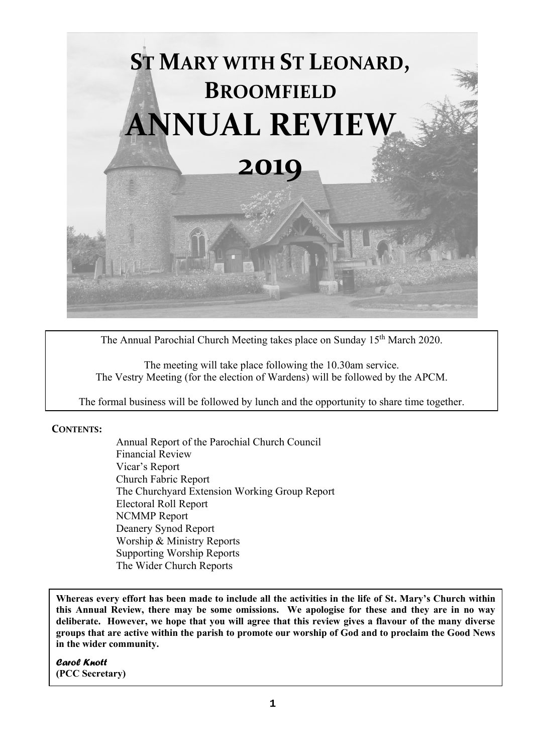# ST MARY WITH ST LEONARD, BROOMFIELD

# ANNUAL REVIEW

# 2019

The Annual Parochial Church Meeting takes place on Sunday 15th March 2020.

The meeting will take place following the 10.30am service.
The Vestry Meeting (for the election of Wardens) will be followed by the APCM.

The formal business will be followed by lunch and the opportunity to share time together.

**CONTENTS:**

- Annual Report of the Parochial Church Council
- Financial Review
- Vicar's Report
- Church Fabric Report
- The Churchyard Extension Working Group Report
- Electoral Roll Report
- NCMMP Report
- Deanery Synod Report
- Worship & Ministry Reports
- Supporting Worship Reports
- The Wider Church Reports

**Whereas every effort has been made to include all the activities in the life of St. Mary's Church within this Annual Review, there may be some omissions. We apologise for these and they are in no way deliberate. However, we hope that you will agree that this review gives a flavour of the many diverse groups that are active within the parish to promote our worship of God and to proclaim the Good News in the wider community.**

***Carol Knott***
**(PCC Secretary)**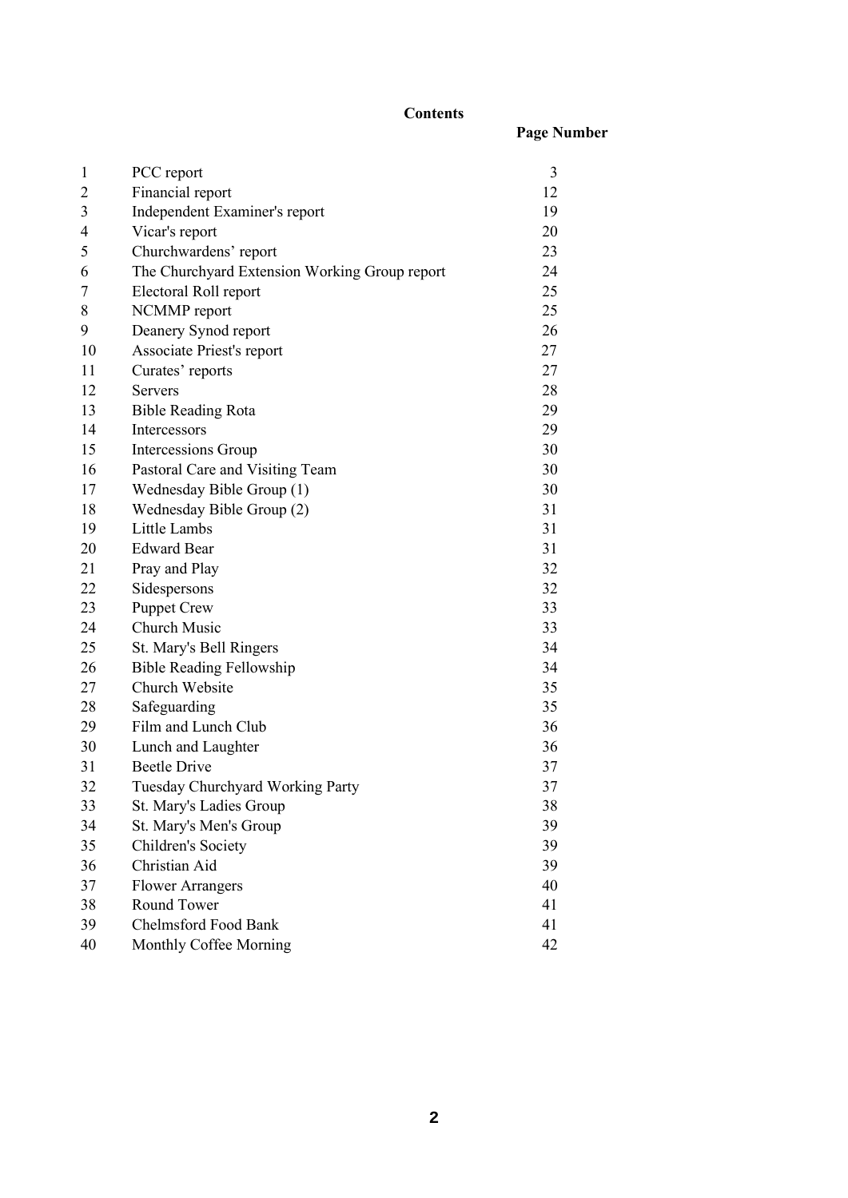# Contents

| | | Page Number |
|---|---|---|
| 1 | PCC report | 3 |
| 2 | Financial report | 12 |
| 3 | Independent Examiner's report | 19 |
| 4 | Vicar's report | 20 |
| 5 | Churchwardens' report | 23 |
| 6 | The Churchyard Extension Working Group report | 24 |
| 7 | Electoral Roll report | 25 |
| 8 | NCMMP report | 25 |
| 9 | Deanery Synod report | 26 |
| 10 | Associate Priest's report | 27 |
| 11 | Curates' reports | 27 |
| 12 | Servers | 28 |
| 13 | Bible Reading Rota | 29 |
| 14 | Intercessors | 29 |
| 15 | Intercessions Group | 30 |
| 16 | Pastoral Care and Visiting Team | 30 |
| 17 | Wednesday Bible Group (1) | 30 |
| 18 | Wednesday Bible Group (2) | 31 |
| 19 | Little Lambs | 31 |
| 20 | Edward Bear | 31 |
| 21 | Pray and Play | 32 |
| 22 | Sidespersons | 32 |
| 23 | Puppet Crew | 33 |
| 24 | Church Music | 33 |
| 25 | St. Mary's Bell Ringers | 34 |
| 26 | Bible Reading Fellowship | 34 |
| 27 | Church Website | 35 |
| 28 | Safeguarding | 35 |
| 29 | Film and Lunch Club | 36 |
| 30 | Lunch and Laughter | 36 |
| 31 | Beetle Drive | 37 |
| 32 | Tuesday Churchyard Working Party | 37 |
| 33 | St. Mary's Ladies Group | 38 |
| 34 | St. Mary's Men's Group | 39 |
| 35 | Children's Society | 39 |
| 36 | Christian Aid | 39 |
| 37 | Flower Arrangers | 40 |
| 38 | Round Tower | 41 |
| 39 | Chelmsford Food Bank | 41 |
| 40 | Monthly Coffee Morning | 42 |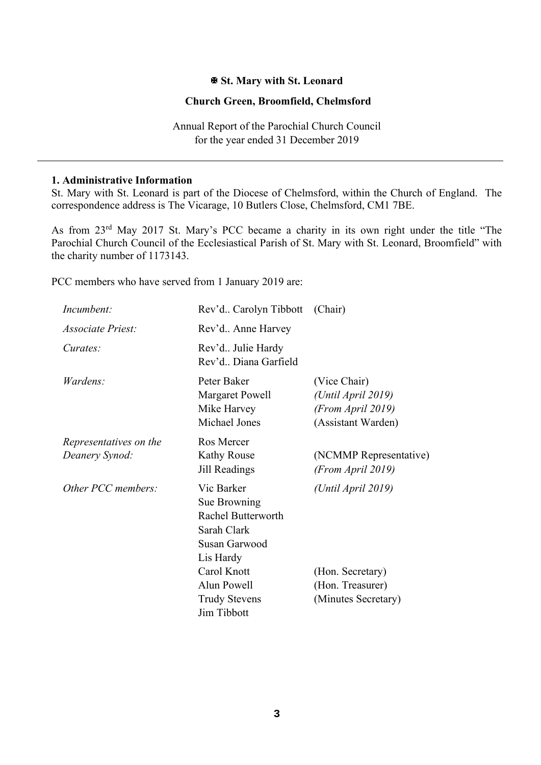**✠ St. Mary with St. Leonard**

**Church Green, Broomfield, Chelmsford**

Annual Report of the Parochial Church Council
for the year ended 31 December 2019

---

**1. Administrative Information**

St. Mary with St. Leonard is part of the Diocese of Chelmsford, within the Church of England. The correspondence address is The Vicarage, 10 Butlers Close, Chelmsford, CM1 7BE.

As from 23rd May 2017 St. Mary's PCC became a charity in its own right under the title "The Parochial Church Council of the Ecclesiastical Parish of St. Mary with St. Leonard, Broomfield" with the charity number of 1173143.

PCC members who have served from 1 January 2019 are:

| | | |
|---|---|---|
| *Incumbent:* | Rev'd.. Carolyn Tibbott | (Chair) |
| *Associate Priest:* | Rev'd.. Anne Harvey | |
| *Curates:* | Rev'd.. Julie Hardy | |
| | Rev'd.. Diana Garfield | |
| *Wardens:* | Peter Baker | (Vice Chair) |
| | Margaret Powell | *(Until April 2019)* |
| | Mike Harvey | *(From April 2019)* |
| | Michael Jones | (Assistant Warden) |
| *Representatives on the Deanery Synod:* | Ros Mercer | |
| | Kathy Rouse | (NCMMP Representative) |
| | Jill Readings | *(From April 2019)* |
| *Other PCC members:* | Vic Barker | *(Until April 2019)* |
| | Sue Browning | |
| | Rachel Butterworth | |
| | Sarah Clark | |
| | Susan Garwood | |
| | Lis Hardy | |
| | Carol Knott | (Hon. Secretary) |
| | Alun Powell | (Hon. Treasurer) |
| | Trudy Stevens | (Minutes Secretary) |
| | Jim Tibbott | |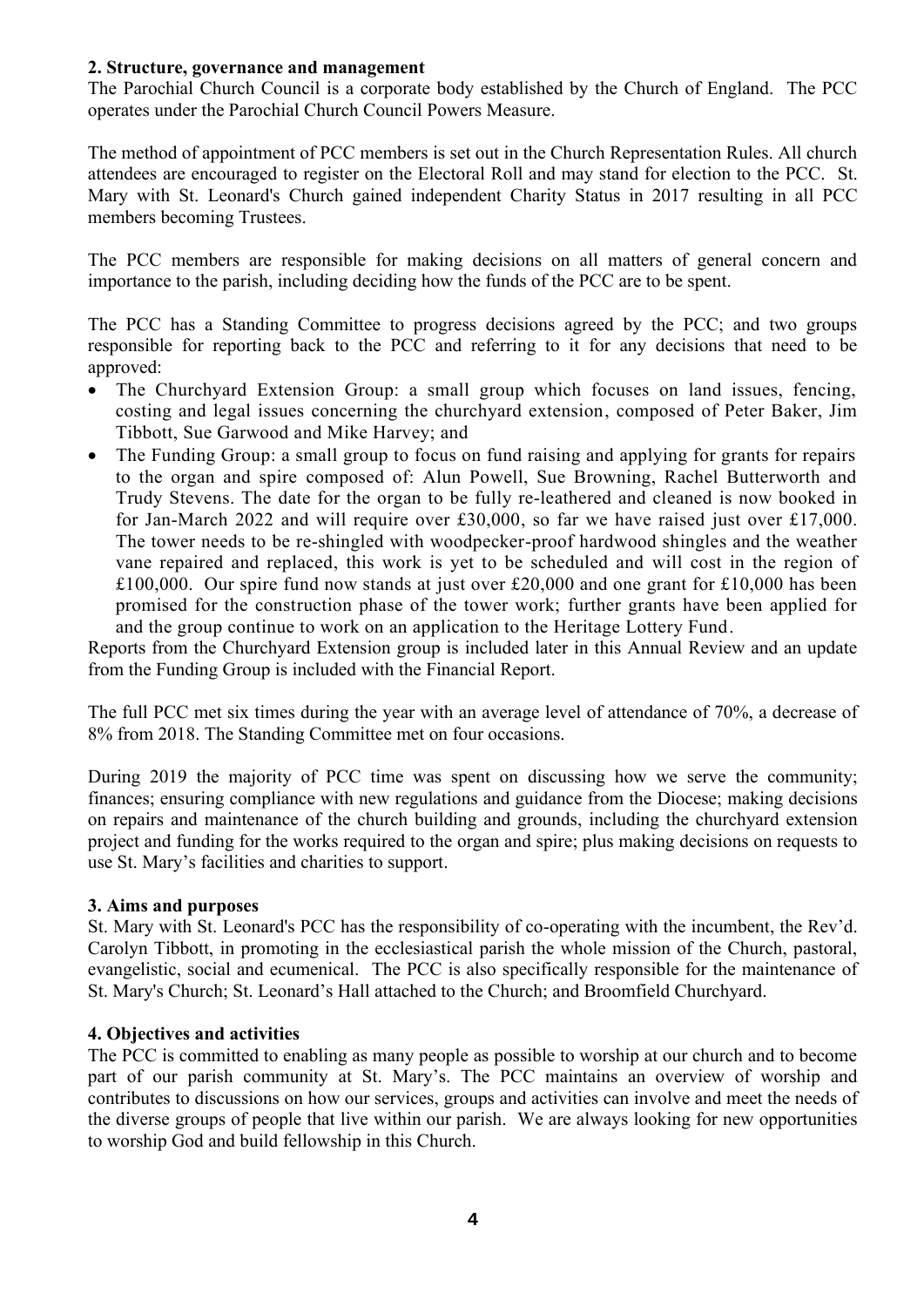**2. Structure, governance and management**

The Parochial Church Council is a corporate body established by the Church of England. The PCC operates under the Parochial Church Council Powers Measure.

The method of appointment of PCC members is set out in the Church Representation Rules. All church attendees are encouraged to register on the Electoral Roll and may stand for election to the PCC. St. Mary with St. Leonard's Church gained independent Charity Status in 2017 resulting in all PCC members becoming Trustees.

The PCC members are responsible for making decisions on all matters of general concern and importance to the parish, including deciding how the funds of the PCC are to be spent.

The PCC has a Standing Committee to progress decisions agreed by the PCC; and two groups responsible for reporting back to the PCC and referring to it for any decisions that need to be approved:

- The Churchyard Extension Group: a small group which focuses on land issues, fencing, costing and legal issues concerning the churchyard extension, composed of Peter Baker, Jim Tibbott, Sue Garwood and Mike Harvey; and
- The Funding Group: a small group to focus on fund raising and applying for grants for repairs to the organ and spire composed of: Alun Powell, Sue Browning, Rachel Butterworth and Trudy Stevens. The date for the organ to be fully re-leathered and cleaned is now booked in for Jan-March 2022 and will require over £30,000, so far we have raised just over £17,000. The tower needs to be re-shingled with woodpecker-proof hardwood shingles and the weather vane repaired and replaced, this work is yet to be scheduled and will cost in the region of £100,000. Our spire fund now stands at just over £20,000 and one grant for £10,000 has been promised for the construction phase of the tower work; further grants have been applied for and the group continue to work on an application to the Heritage Lottery Fund.

Reports from the Churchyard Extension group is included later in this Annual Review and an update from the Funding Group is included with the Financial Report.

The full PCC met six times during the year with an average level of attendance of 70%, a decrease of 8% from 2018. The Standing Committee met on four occasions.

During 2019 the majority of PCC time was spent on discussing how we serve the community; finances; ensuring compliance with new regulations and guidance from the Diocese; making decisions on repairs and maintenance of the church building and grounds, including the churchyard extension project and funding for the works required to the organ and spire; plus making decisions on requests to use St. Mary's facilities and charities to support.

**3. Aims and purposes**

St. Mary with St. Leonard's PCC has the responsibility of co-operating with the incumbent, the Rev'd. Carolyn Tibbott, in promoting in the ecclesiastical parish the whole mission of the Church, pastoral, evangelistic, social and ecumenical. The PCC is also specifically responsible for the maintenance of St. Mary's Church; St. Leonard's Hall attached to the Church; and Broomfield Churchyard.

**4. Objectives and activities**

The PCC is committed to enabling as many people as possible to worship at our church and to become part of our parish community at St. Mary's. The PCC maintains an overview of worship and contributes to discussions on how our services, groups and activities can involve and meet the needs of the diverse groups of people that live within our parish. We are always looking for new opportunities to worship God and build fellowship in this Church.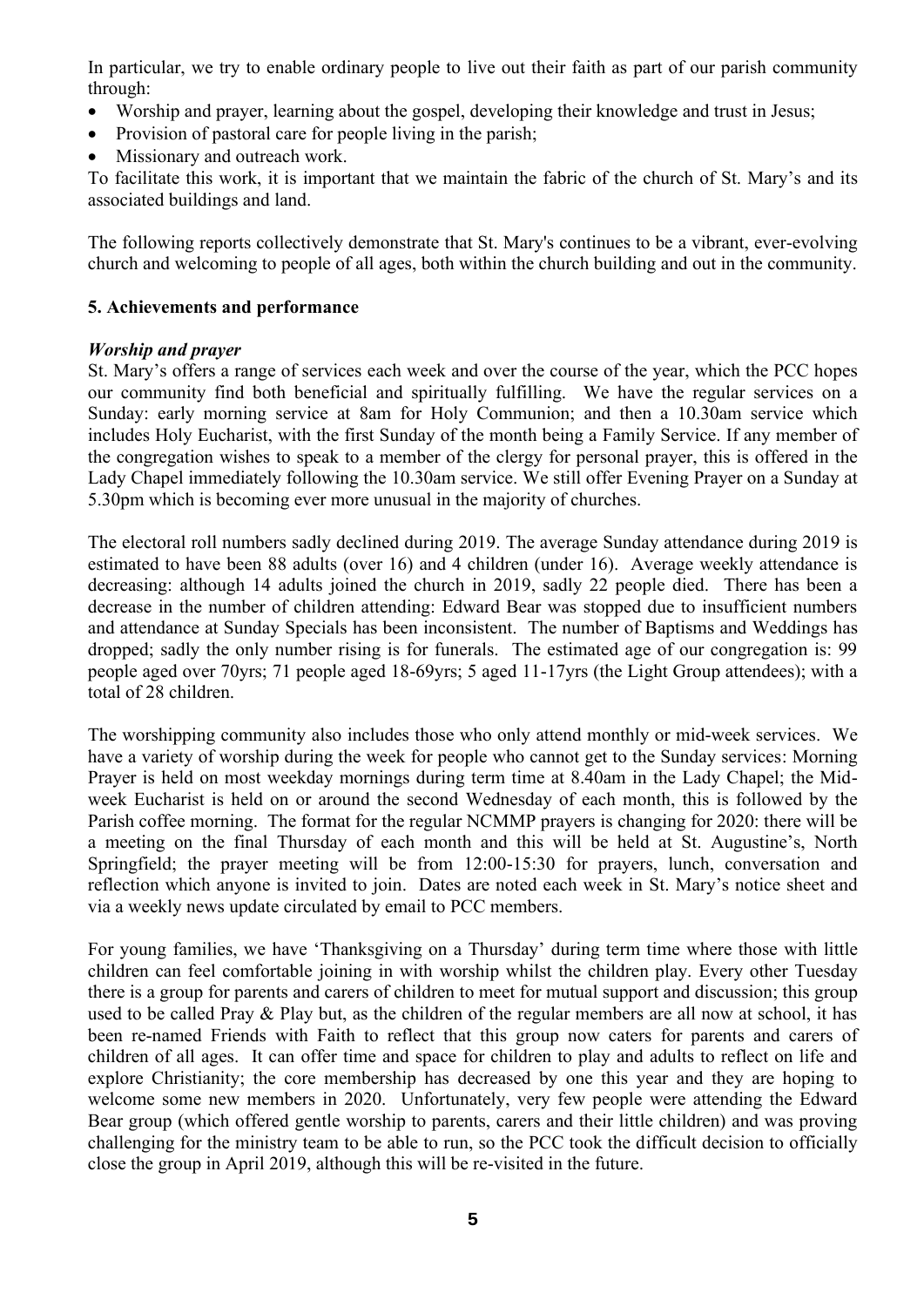In particular, we try to enable ordinary people to live out their faith as part of our parish community through:

- Worship and prayer, learning about the gospel, developing their knowledge and trust in Jesus;
- Provision of pastoral care for people living in the parish;
- Missionary and outreach work.

To facilitate this work, it is important that we maintain the fabric of the church of St. Mary's and its associated buildings and land.

The following reports collectively demonstrate that St. Mary's continues to be a vibrant, ever-evolving church and welcoming to people of all ages, both within the church building and out in the community.

**5. Achievements and performance**

***Worship and prayer***

St. Mary's offers a range of services each week and over the course of the year, which the PCC hopes our community find both beneficial and spiritually fulfilling. We have the regular services on a Sunday: early morning service at 8am for Holy Communion; and then a 10.30am service which includes Holy Eucharist, with the first Sunday of the month being a Family Service. If any member of the congregation wishes to speak to a member of the clergy for personal prayer, this is offered in the Lady Chapel immediately following the 10.30am service. We still offer Evening Prayer on a Sunday at 5.30pm which is becoming ever more unusual in the majority of churches.

The electoral roll numbers sadly declined during 2019. The average Sunday attendance during 2019 is estimated to have been 88 adults (over 16) and 4 children (under 16). Average weekly attendance is decreasing: although 14 adults joined the church in 2019, sadly 22 people died. There has been a decrease in the number of children attending: Edward Bear was stopped due to insufficient numbers and attendance at Sunday Specials has been inconsistent. The number of Baptisms and Weddings has dropped; sadly the only number rising is for funerals. The estimated age of our congregation is: 99 people aged over 70yrs; 71 people aged 18-69yrs; 5 aged 11-17yrs (the Light Group attendees); with a total of 28 children.

The worshipping community also includes those who only attend monthly or mid-week services. We have a variety of worship during the week for people who cannot get to the Sunday services: Morning Prayer is held on most weekday mornings during term time at 8.40am in the Lady Chapel; the Mid-week Eucharist is held on or around the second Wednesday of each month, this is followed by the Parish coffee morning. The format for the regular NCMMP prayers is changing for 2020: there will be a meeting on the final Thursday of each month and this will be held at St. Augustine's, North Springfield; the prayer meeting will be from 12:00-15:30 for prayers, lunch, conversation and reflection which anyone is invited to join. Dates are noted each week in St. Mary's notice sheet and via a weekly news update circulated by email to PCC members.

For young families, we have 'Thanksgiving on a Thursday' during term time where those with little children can feel comfortable joining in with worship whilst the children play. Every other Tuesday there is a group for parents and carers of children to meet for mutual support and discussion; this group used to be called Pray & Play but, as the children of the regular members are all now at school, it has been re-named Friends with Faith to reflect that this group now caters for parents and carers of children of all ages. It can offer time and space for children to play and adults to reflect on life and explore Christianity; the core membership has decreased by one this year and they are hoping to welcome some new members in 2020. Unfortunately, very few people were attending the Edward Bear group (which offered gentle worship to parents, carers and their little children) and was proving challenging for the ministry team to be able to run, so the PCC took the difficult decision to officially close the group in April 2019, although this will be re-visited in the future.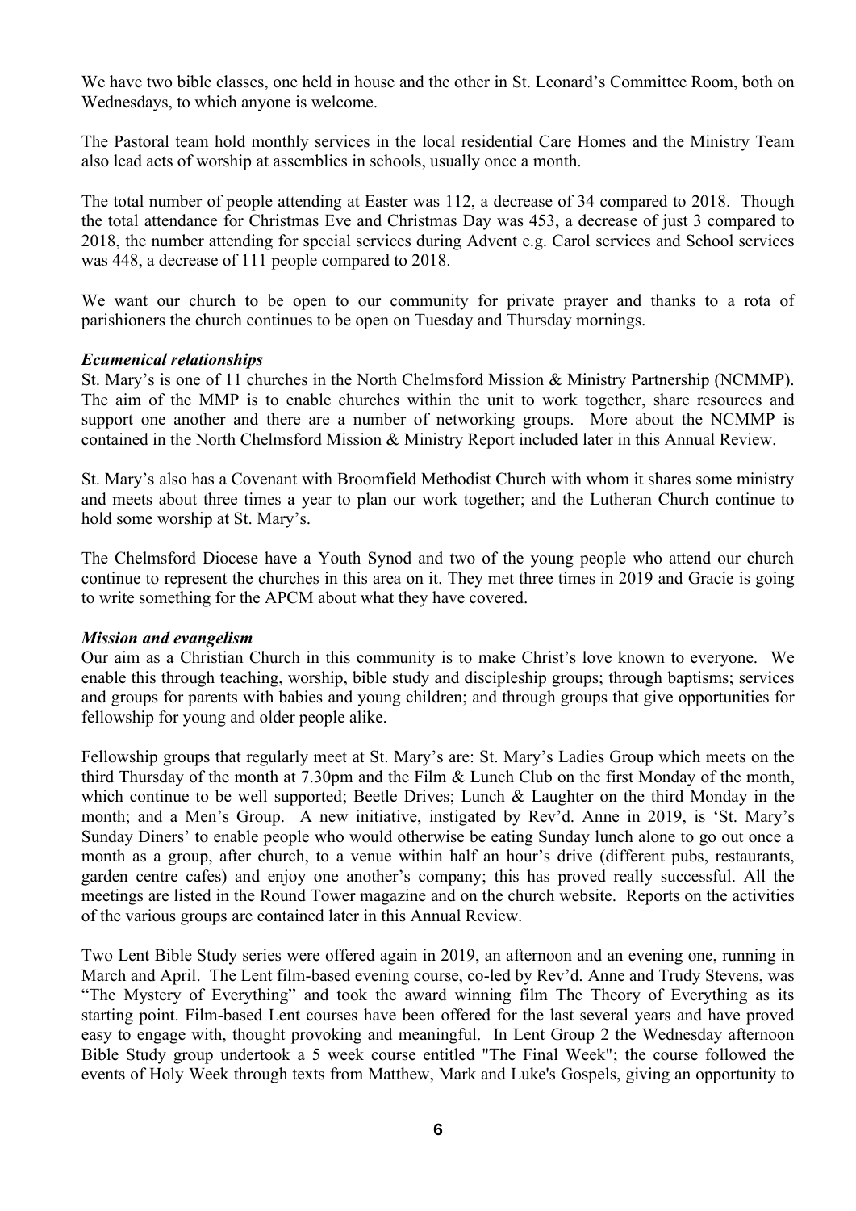We have two bible classes, one held in house and the other in St. Leonard's Committee Room, both on Wednesdays, to which anyone is welcome.

The Pastoral team hold monthly services in the local residential Care Homes and the Ministry Team also lead acts of worship at assemblies in schools, usually once a month.

The total number of people attending at Easter was 112, a decrease of 34 compared to 2018. Though the total attendance for Christmas Eve and Christmas Day was 453, a decrease of just 3 compared to 2018, the number attending for special services during Advent e.g. Carol services and School services was 448, a decrease of 111 people compared to 2018.

We want our church to be open to our community for private prayer and thanks to a rota of parishioners the church continues to be open on Tuesday and Thursday mornings.

***Ecumenical relationships***

St. Mary's is one of 11 churches in the North Chelmsford Mission & Ministry Partnership (NCMMP). The aim of the MMP is to enable churches within the unit to work together, share resources and support one another and there are a number of networking groups. More about the NCMMP is contained in the North Chelmsford Mission & Ministry Report included later in this Annual Review.

St. Mary's also has a Covenant with Broomfield Methodist Church with whom it shares some ministry and meets about three times a year to plan our work together; and the Lutheran Church continue to hold some worship at St. Mary's.

The Chelmsford Diocese have a Youth Synod and two of the young people who attend our church continue to represent the churches in this area on it. They met three times in 2019 and Gracie is going to write something for the APCM about what they have covered.

***Mission and evangelism***

Our aim as a Christian Church in this community is to make Christ's love known to everyone. We enable this through teaching, worship, bible study and discipleship groups; through baptisms; services and groups for parents with babies and young children; and through groups that give opportunities for fellowship for young and older people alike.

Fellowship groups that regularly meet at St. Mary's are: St. Mary's Ladies Group which meets on the third Thursday of the month at 7.30pm and the Film & Lunch Club on the first Monday of the month, which continue to be well supported; Beetle Drives; Lunch & Laughter on the third Monday in the month; and a Men's Group. A new initiative, instigated by Rev'd. Anne in 2019, is 'St. Mary's Sunday Diners' to enable people who would otherwise be eating Sunday lunch alone to go out once a month as a group, after church, to a venue within half an hour's drive (different pubs, restaurants, garden centre cafes) and enjoy one another's company; this has proved really successful. All the meetings are listed in the Round Tower magazine and on the church website. Reports on the activities of the various groups are contained later in this Annual Review.

Two Lent Bible Study series were offered again in 2019, an afternoon and an evening one, running in March and April. The Lent film-based evening course, co-led by Rev'd. Anne and Trudy Stevens, was "The Mystery of Everything" and took the award winning film The Theory of Everything as its starting point. Film-based Lent courses have been offered for the last several years and have proved easy to engage with, thought provoking and meaningful. In Lent Group 2 the Wednesday afternoon Bible Study group undertook a 5 week course entitled "The Final Week"; the course followed the events of Holy Week through texts from Matthew, Mark and Luke's Gospels, giving an opportunity to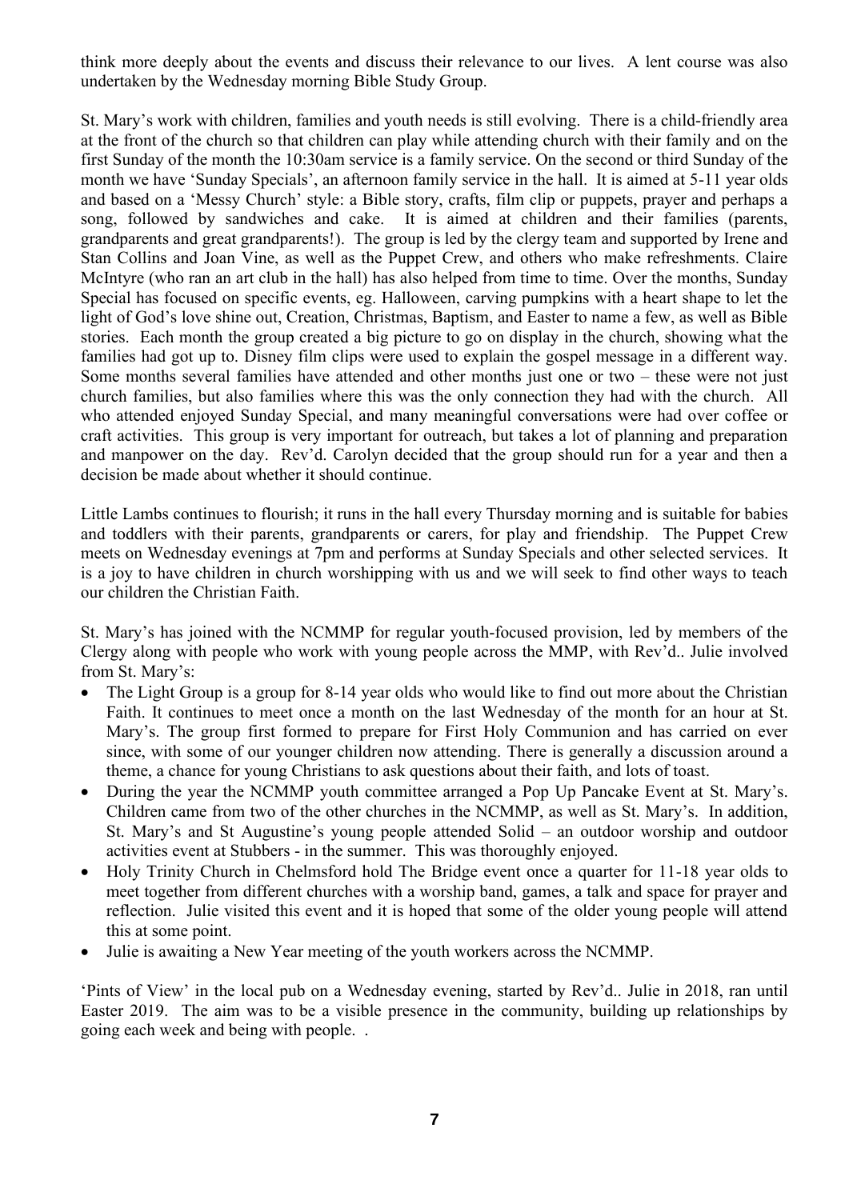think more deeply about the events and discuss their relevance to our lives. A lent course was also undertaken by the Wednesday morning Bible Study Group.

St. Mary's work with children, families and youth needs is still evolving. There is a child-friendly area at the front of the church so that children can play while attending church with their family and on the first Sunday of the month the 10:30am service is a family service. On the second or third Sunday of the month we have 'Sunday Specials', an afternoon family service in the hall. It is aimed at 5-11 year olds and based on a 'Messy Church' style: a Bible story, crafts, film clip or puppets, prayer and perhaps a song, followed by sandwiches and cake. It is aimed at children and their families (parents, grandparents and great grandparents!). The group is led by the clergy team and supported by Irene and Stan Collins and Joan Vine, as well as the Puppet Crew, and others who make refreshments. Claire McIntyre (who ran an art club in the hall) has also helped from time to time. Over the months, Sunday Special has focused on specific events, eg. Halloween, carving pumpkins with a heart shape to let the light of God's love shine out, Creation, Christmas, Baptism, and Easter to name a few, as well as Bible stories. Each month the group created a big picture to go on display in the church, showing what the families had got up to. Disney film clips were used to explain the gospel message in a different way. Some months several families have attended and other months just one or two – these were not just church families, but also families where this was the only connection they had with the church. All who attended enjoyed Sunday Special, and many meaningful conversations were had over coffee or craft activities. This group is very important for outreach, but takes a lot of planning and preparation and manpower on the day. Rev'd. Carolyn decided that the group should run for a year and then a decision be made about whether it should continue.

Little Lambs continues to flourish; it runs in the hall every Thursday morning and is suitable for babies and toddlers with their parents, grandparents or carers, for play and friendship. The Puppet Crew meets on Wednesday evenings at 7pm and performs at Sunday Specials and other selected services. It is a joy to have children in church worshipping with us and we will seek to find other ways to teach our children the Christian Faith.

St. Mary's has joined with the NCMMP for regular youth-focused provision, led by members of the Clergy along with people who work with young people across the MMP, with Rev'd.. Julie involved from St. Mary's:

- The Light Group is a group for 8-14 year olds who would like to find out more about the Christian Faith. It continues to meet once a month on the last Wednesday of the month for an hour at St. Mary's. The group first formed to prepare for First Holy Communion and has carried on ever since, with some of our younger children now attending. There is generally a discussion around a theme, a chance for young Christians to ask questions about their faith, and lots of toast.
- During the year the NCMMP youth committee arranged a Pop Up Pancake Event at St. Mary's. Children came from two of the other churches in the NCMMP, as well as St. Mary's. In addition, St. Mary's and St Augustine's young people attended Solid – an outdoor worship and outdoor activities event at Stubbers - in the summer. This was thoroughly enjoyed.
- Holy Trinity Church in Chelmsford hold The Bridge event once a quarter for 11-18 year olds to meet together from different churches with a worship band, games, a talk and space for prayer and reflection. Julie visited this event and it is hoped that some of the older young people will attend this at some point.
- Julie is awaiting a New Year meeting of the youth workers across the NCMMP.

'Pints of View' in the local pub on a Wednesday evening, started by Rev'd.. Julie in 2018, ran until Easter 2019. The aim was to be a visible presence in the community, building up relationships by going each week and being with people. .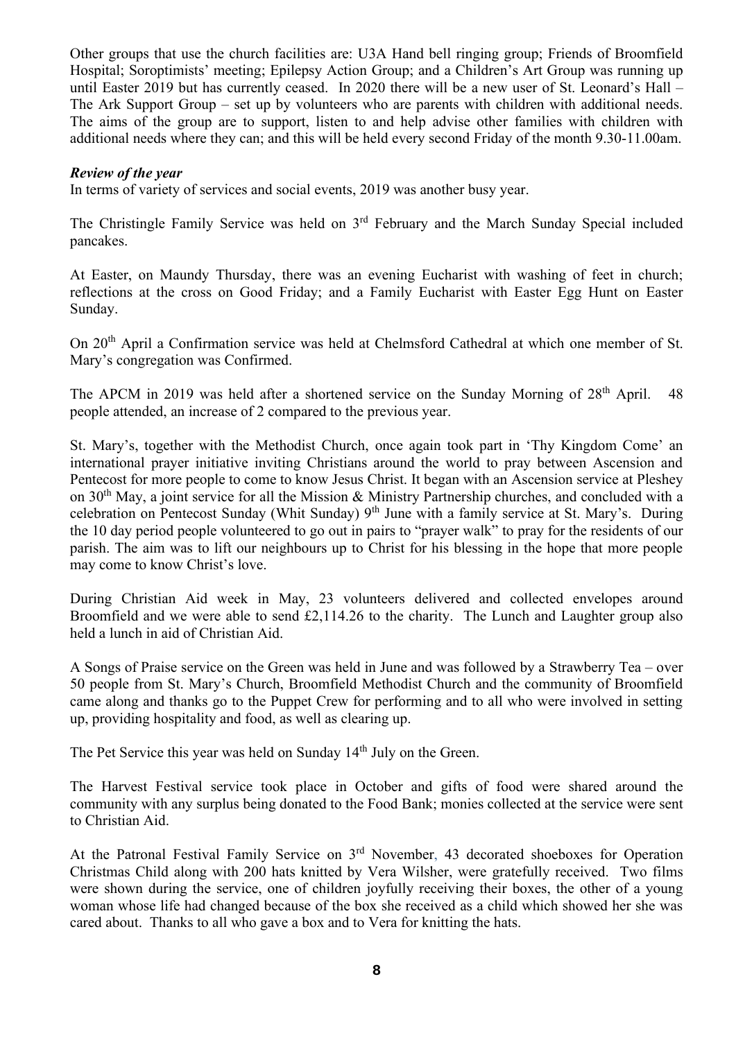Other groups that use the church facilities are: U3A Hand bell ringing group; Friends of Broomfield Hospital; Soroptimists' meeting; Epilepsy Action Group; and a Children's Art Group was running up until Easter 2019 but has currently ceased. In 2020 there will be a new user of St. Leonard's Hall – The Ark Support Group – set up by volunteers who are parents with children with additional needs. The aims of the group are to support, listen to and help advise other families with children with additional needs where they can; and this will be held every second Friday of the month 9.30-11.00am.

***Review of the year***

In terms of variety of services and social events, 2019 was another busy year.

The Christingle Family Service was held on 3rd February and the March Sunday Special included pancakes.

At Easter, on Maundy Thursday, there was an evening Eucharist with washing of feet in church; reflections at the cross on Good Friday; and a Family Eucharist with Easter Egg Hunt on Easter Sunday.

On 20th April a Confirmation service was held at Chelmsford Cathedral at which one member of St. Mary's congregation was Confirmed.

The APCM in 2019 was held after a shortened service on the Sunday Morning of 28th April. 48 people attended, an increase of 2 compared to the previous year.

St. Mary's, together with the Methodist Church, once again took part in 'Thy Kingdom Come' an international prayer initiative inviting Christians around the world to pray between Ascension and Pentecost for more people to come to know Jesus Christ. It began with an Ascension service at Pleshey on 30th May, a joint service for all the Mission & Ministry Partnership churches, and concluded with a celebration on Pentecost Sunday (Whit Sunday) 9th June with a family service at St. Mary's. During the 10 day period people volunteered to go out in pairs to "prayer walk" to pray for the residents of our parish. The aim was to lift our neighbours up to Christ for his blessing in the hope that more people may come to know Christ's love.

During Christian Aid week in May, 23 volunteers delivered and collected envelopes around Broomfield and we were able to send £2,114.26 to the charity. The Lunch and Laughter group also held a lunch in aid of Christian Aid.

A Songs of Praise service on the Green was held in June and was followed by a Strawberry Tea – over 50 people from St. Mary's Church, Broomfield Methodist Church and the community of Broomfield came along and thanks go to the Puppet Crew for performing and to all who were involved in setting up, providing hospitality and food, as well as clearing up.

The Pet Service this year was held on Sunday 14th July on the Green.

The Harvest Festival service took place in October and gifts of food were shared around the community with any surplus being donated to the Food Bank; monies collected at the service were sent to Christian Aid.

At the Patronal Festival Family Service on 3rd November, 43 decorated shoeboxes for Operation Christmas Child along with 200 hats knitted by Vera Wilsher, were gratefully received. Two films were shown during the service, one of children joyfully receiving their boxes, the other of a young woman whose life had changed because of the box she received as a child which showed her she was cared about. Thanks to all who gave a box and to Vera for knitting the hats.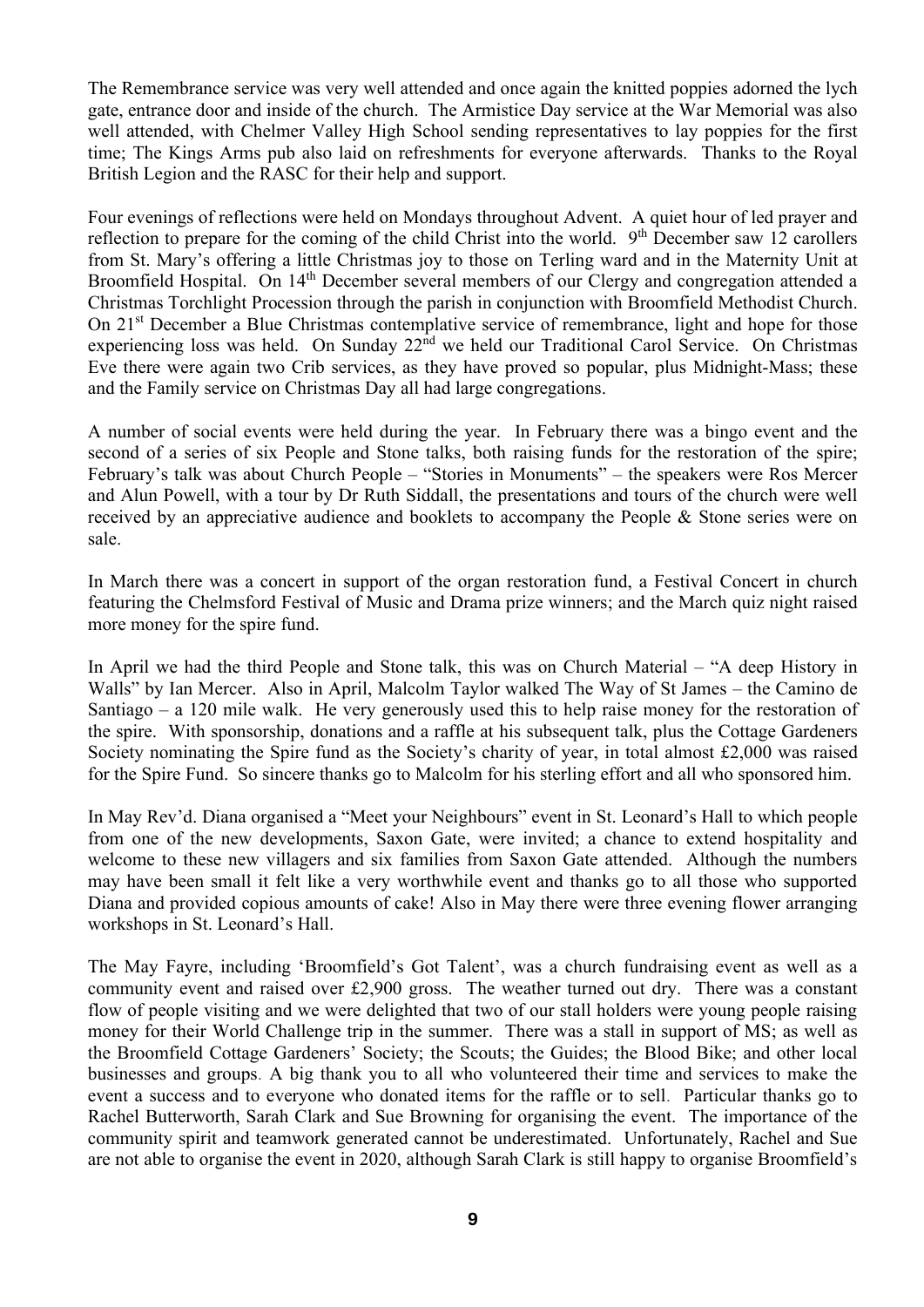The Remembrance service was very well attended and once again the knitted poppies adorned the lych gate, entrance door and inside of the church. The Armistice Day service at the War Memorial was also well attended, with Chelmer Valley High School sending representatives to lay poppies for the first time; The Kings Arms pub also laid on refreshments for everyone afterwards. Thanks to the Royal British Legion and the RASC for their help and support.

Four evenings of reflections were held on Mondays throughout Advent. A quiet hour of led prayer and reflection to prepare for the coming of the child Christ into the world. 9th December saw 12 carollers from St. Mary's offering a little Christmas joy to those on Terling ward and in the Maternity Unit at Broomfield Hospital. On 14th December several members of our Clergy and congregation attended a Christmas Torchlight Procession through the parish in conjunction with Broomfield Methodist Church. On 21st December a Blue Christmas contemplative service of remembrance, light and hope for those experiencing loss was held. On Sunday 22nd we held our Traditional Carol Service. On Christmas Eve there were again two Crib services, as they have proved so popular, plus Midnight-Mass; these and the Family service on Christmas Day all had large congregations.

A number of social events were held during the year. In February there was a bingo event and the second of a series of six People and Stone talks, both raising funds for the restoration of the spire; February's talk was about Church People – "Stories in Monuments" – the speakers were Ros Mercer and Alun Powell, with a tour by Dr Ruth Siddall, the presentations and tours of the church were well received by an appreciative audience and booklets to accompany the People & Stone series were on sale.

In March there was a concert in support of the organ restoration fund, a Festival Concert in church featuring the Chelmsford Festival of Music and Drama prize winners; and the March quiz night raised more money for the spire fund.

In April we had the third People and Stone talk, this was on Church Material – "A deep History in Walls" by Ian Mercer. Also in April, Malcolm Taylor walked The Way of St James – the Camino de Santiago – a 120 mile walk. He very generously used this to help raise money for the restoration of the spire. With sponsorship, donations and a raffle at his subsequent talk, plus the Cottage Gardeners Society nominating the Spire fund as the Society's charity of year, in total almost £2,000 was raised for the Spire Fund. So sincere thanks go to Malcolm for his sterling effort and all who sponsored him.

In May Rev'd. Diana organised a "Meet your Neighbours" event in St. Leonard's Hall to which people from one of the new developments, Saxon Gate, were invited; a chance to extend hospitality and welcome to these new villagers and six families from Saxon Gate attended. Although the numbers may have been small it felt like a very worthwhile event and thanks go to all those who supported Diana and provided copious amounts of cake! Also in May there were three evening flower arranging workshops in St. Leonard's Hall.

The May Fayre, including 'Broomfield's Got Talent', was a church fundraising event as well as a community event and raised over £2,900 gross. The weather turned out dry. There was a constant flow of people visiting and we were delighted that two of our stall holders were young people raising money for their World Challenge trip in the summer. There was a stall in support of MS; as well as the Broomfield Cottage Gardeners' Society; the Scouts; the Guides; the Blood Bike; and other local businesses and groups. A big thank you to all who volunteered their time and services to make the event a success and to everyone who donated items for the raffle or to sell. Particular thanks go to Rachel Butterworth, Sarah Clark and Sue Browning for organising the event. The importance of the community spirit and teamwork generated cannot be underestimated. Unfortunately, Rachel and Sue are not able to organise the event in 2020, although Sarah Clark is still happy to organise Broomfield's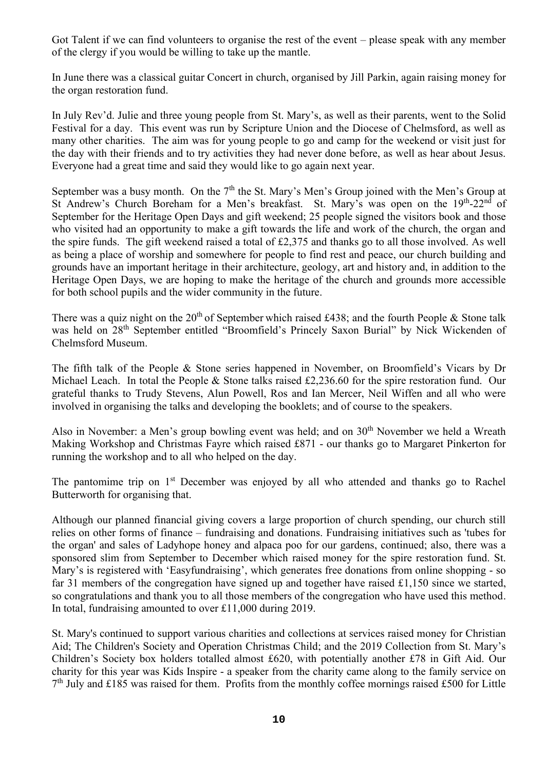Got Talent if we can find volunteers to organise the rest of the event – please speak with any member of the clergy if you would be willing to take up the mantle.

In June there was a classical guitar Concert in church, organised by Jill Parkin, again raising money for the organ restoration fund.

In July Rev'd. Julie and three young people from St. Mary's, as well as their parents, went to the Solid Festival for a day. This event was run by Scripture Union and the Diocese of Chelmsford, as well as many other charities. The aim was for young people to go and camp for the weekend or visit just for the day with their friends and to try activities they had never done before, as well as hear about Jesus. Everyone had a great time and said they would like to go again next year.

September was a busy month. On the 7th the St. Mary's Men's Group joined with the Men's Group at St Andrew's Church Boreham for a Men's breakfast. St. Mary's was open on the 19th-22nd of September for the Heritage Open Days and gift weekend; 25 people signed the visitors book and those who visited had an opportunity to make a gift towards the life and work of the church, the organ and the spire funds. The gift weekend raised a total of £2,375 and thanks go to all those involved. As well as being a place of worship and somewhere for people to find rest and peace, our church building and grounds have an important heritage in their architecture, geology, art and history and, in addition to the Heritage Open Days, we are hoping to make the heritage of the church and grounds more accessible for both school pupils and the wider community in the future.

There was a quiz night on the 20th of September which raised £438; and the fourth People & Stone talk was held on 28th September entitled "Broomfield's Princely Saxon Burial" by Nick Wickenden of Chelmsford Museum.

The fifth talk of the People & Stone series happened in November, on Broomfield's Vicars by Dr Michael Leach. In total the People & Stone talks raised £2,236.60 for the spire restoration fund. Our grateful thanks to Trudy Stevens, Alun Powell, Ros and Ian Mercer, Neil Wiffen and all who were involved in organising the talks and developing the booklets; and of course to the speakers.

Also in November: a Men's group bowling event was held; and on 30th November we held a Wreath Making Workshop and Christmas Fayre which raised £871 - our thanks go to Margaret Pinkerton for running the workshop and to all who helped on the day.

The pantomime trip on 1st December was enjoyed by all who attended and thanks go to Rachel Butterworth for organising that.

Although our planned financial giving covers a large proportion of church spending, our church still relies on other forms of finance – fundraising and donations. Fundraising initiatives such as 'tubes for the organ' and sales of Ladyhope honey and alpaca poo for our gardens, continued; also, there was a sponsored slim from September to December which raised money for the spire restoration fund. St. Mary's is registered with 'Easyfundraising', which generates free donations from online shopping - so far 31 members of the congregation have signed up and together have raised £1,150 since we started, so congratulations and thank you to all those members of the congregation who have used this method. In total, fundraising amounted to over £11,000 during 2019.

St. Mary's continued to support various charities and collections at services raised money for Christian Aid; The Children's Society and Operation Christmas Child; and the 2019 Collection from St. Mary's Children's Society box holders totalled almost £620, with potentially another £78 in Gift Aid. Our charity for this year was Kids Inspire - a speaker from the charity came along to the family service on 7th July and £185 was raised for them. Profits from the monthly coffee mornings raised £500 for Little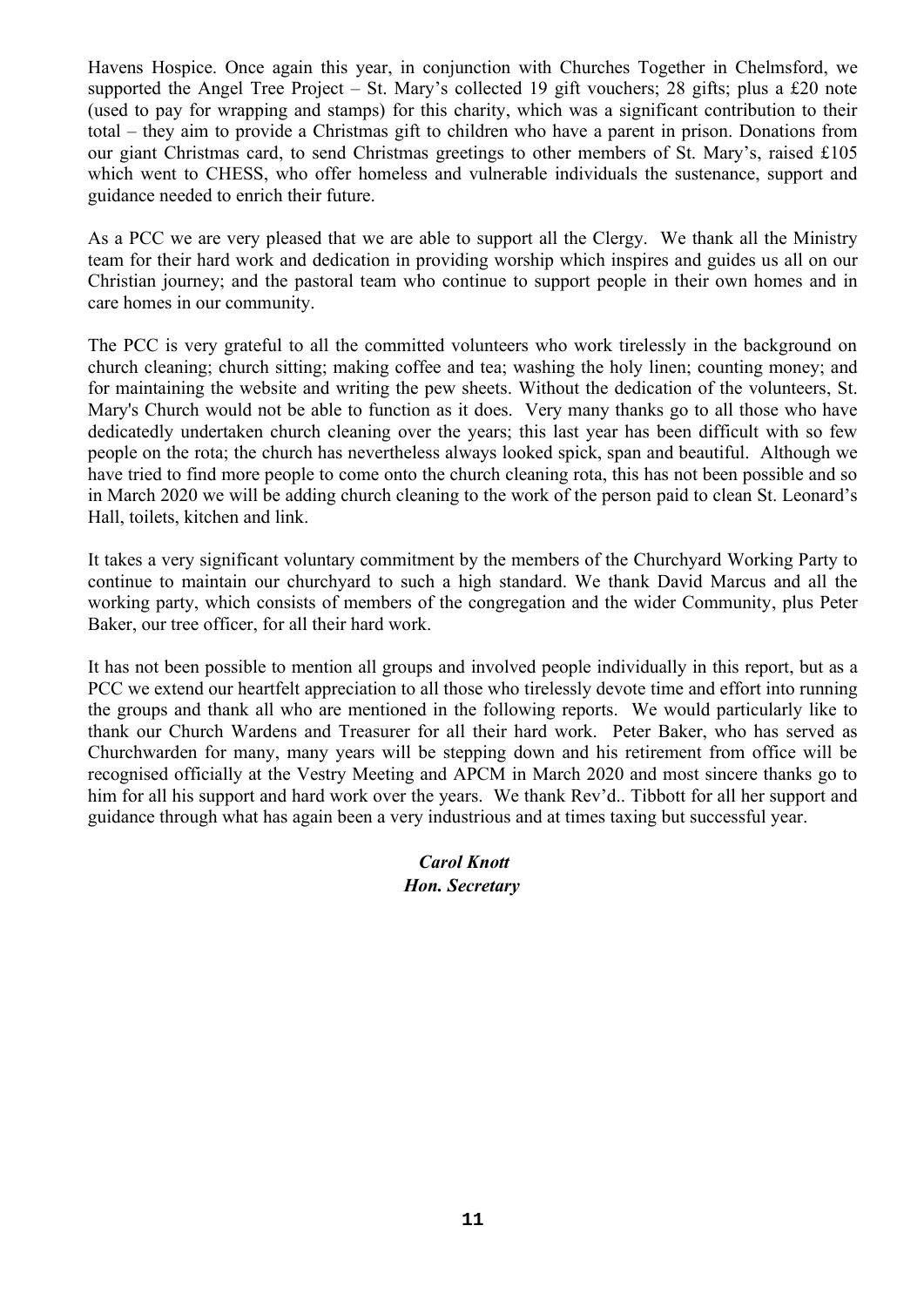Havens Hospice. Once again this year, in conjunction with Churches Together in Chelmsford, we supported the Angel Tree Project – St. Mary's collected 19 gift vouchers; 28 gifts; plus a £20 note (used to pay for wrapping and stamps) for this charity, which was a significant contribution to their total – they aim to provide a Christmas gift to children who have a parent in prison. Donations from our giant Christmas card, to send Christmas greetings to other members of St. Mary's, raised £105 which went to CHESS, who offer homeless and vulnerable individuals the sustenance, support and guidance needed to enrich their future.

As a PCC we are very pleased that we are able to support all the Clergy. We thank all the Ministry team for their hard work and dedication in providing worship which inspires and guides us all on our Christian journey; and the pastoral team who continue to support people in their own homes and in care homes in our community.

The PCC is very grateful to all the committed volunteers who work tirelessly in the background on church cleaning; church sitting; making coffee and tea; washing the holy linen; counting money; and for maintaining the website and writing the pew sheets. Without the dedication of the volunteers, St. Mary's Church would not be able to function as it does. Very many thanks go to all those who have dedicatedly undertaken church cleaning over the years; this last year has been difficult with so few people on the rota; the church has nevertheless always looked spick, span and beautiful. Although we have tried to find more people to come onto the church cleaning rota, this has not been possible and so in March 2020 we will be adding church cleaning to the work of the person paid to clean St. Leonard's Hall, toilets, kitchen and link.

It takes a very significant voluntary commitment by the members of the Churchyard Working Party to continue to maintain our churchyard to such a high standard. We thank David Marcus and all the working party, which consists of members of the congregation and the wider Community, plus Peter Baker, our tree officer, for all their hard work.

It has not been possible to mention all groups and involved people individually in this report, but as a PCC we extend our heartfelt appreciation to all those who tirelessly devote time and effort into running the groups and thank all who are mentioned in the following reports. We would particularly like to thank our Church Wardens and Treasurer for all their hard work. Peter Baker, who has served as Churchwarden for many, many years will be stepping down and his retirement from office will be recognised officially at the Vestry Meeting and APCM in March 2020 and most sincere thanks go to him for all his support and hard work over the years. We thank Rev'd.. Tibbott for all her support and guidance through what has again been a very industrious and at times taxing but successful year.

***Carol Knott***
***Hon. Secretary***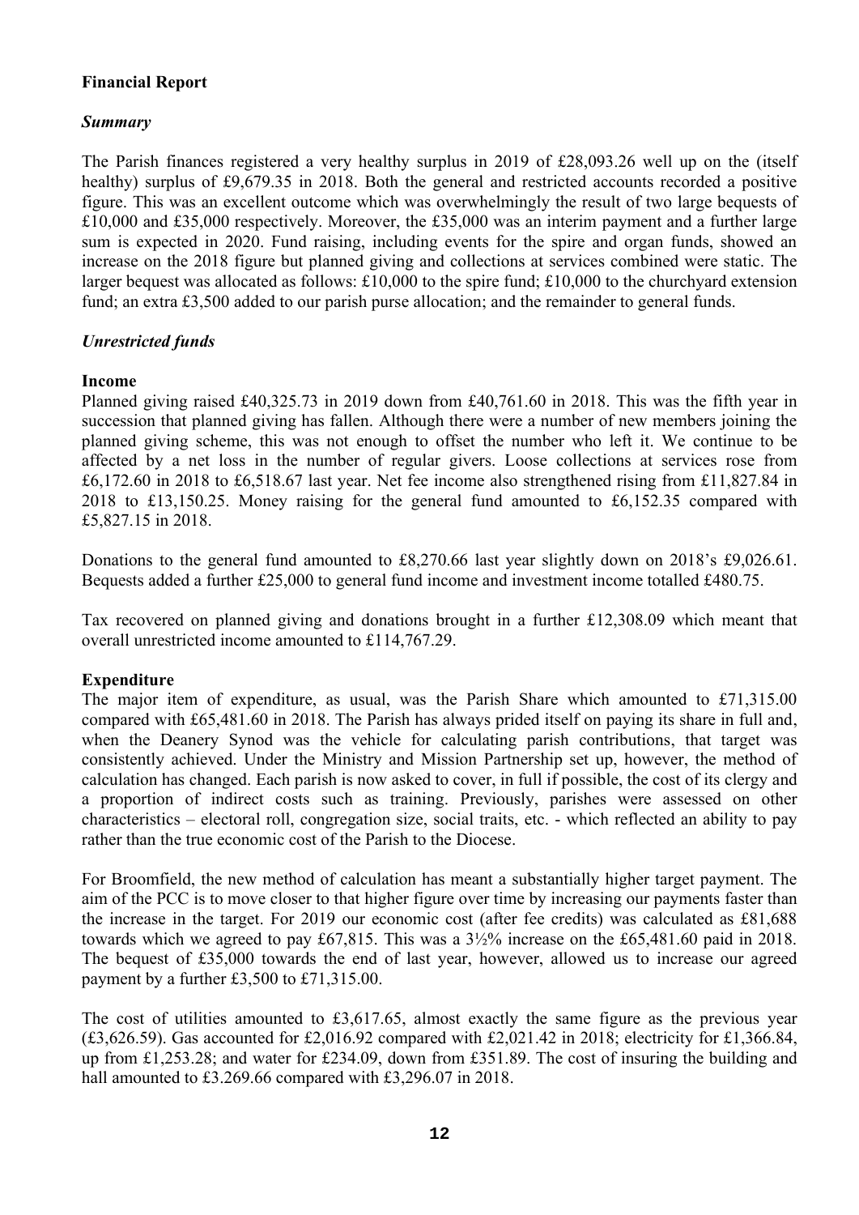**Financial Report**

***Summary***

The Parish finances registered a very healthy surplus in 2019 of £28,093.26 well up on the (itself healthy) surplus of £9,679.35 in 2018. Both the general and restricted accounts recorded a positive figure. This was an excellent outcome which was overwhelmingly the result of two large bequests of £10,000 and £35,000 respectively. Moreover, the £35,000 was an interim payment and a further large sum is expected in 2020. Fund raising, including events for the spire and organ funds, showed an increase on the 2018 figure but planned giving and collections at services combined were static. The larger bequest was allocated as follows: £10,000 to the spire fund; £10,000 to the churchyard extension fund; an extra £3,500 added to our parish purse allocation; and the remainder to general funds.

***Unrestricted funds***

**Income**

Planned giving raised £40,325.73 in 2019 down from £40,761.60 in 2018. This was the fifth year in succession that planned giving has fallen. Although there were a number of new members joining the planned giving scheme, this was not enough to offset the number who left it. We continue to be affected by a net loss in the number of regular givers. Loose collections at services rose from £6,172.60 in 2018 to £6,518.67 last year. Net fee income also strengthened rising from £11,827.84 in 2018 to £13,150.25. Money raising for the general fund amounted to £6,152.35 compared with £5,827.15 in 2018.

Donations to the general fund amounted to £8,270.66 last year slightly down on 2018's £9,026.61. Bequests added a further £25,000 to general fund income and investment income totalled £480.75.

Tax recovered on planned giving and donations brought in a further £12,308.09 which meant that overall unrestricted income amounted to £114,767.29.

**Expenditure**

The major item of expenditure, as usual, was the Parish Share which amounted to £71,315.00 compared with £65,481.60 in 2018. The Parish has always prided itself on paying its share in full and, when the Deanery Synod was the vehicle for calculating parish contributions, that target was consistently achieved. Under the Ministry and Mission Partnership set up, however, the method of calculation has changed. Each parish is now asked to cover, in full if possible, the cost of its clergy and a proportion of indirect costs such as training. Previously, parishes were assessed on other characteristics – electoral roll, congregation size, social traits, etc. - which reflected an ability to pay rather than the true economic cost of the Parish to the Diocese.

For Broomfield, the new method of calculation has meant a substantially higher target payment. The aim of the PCC is to move closer to that higher figure over time by increasing our payments faster than the increase in the target. For 2019 our economic cost (after fee credits) was calculated as £81,688 towards which we agreed to pay £67,815. This was a 3½% increase on the £65,481.60 paid in 2018. The bequest of £35,000 towards the end of last year, however, allowed us to increase our agreed payment by a further £3,500 to £71,315.00.

The cost of utilities amounted to £3,617.65, almost exactly the same figure as the previous year (£3,626.59). Gas accounted for £2,016.92 compared with £2,021.42 in 2018; electricity for £1,366.84, up from £1,253.28; and water for £234.09, down from £351.89. The cost of insuring the building and hall amounted to £3.269.66 compared with £3,296.07 in 2018.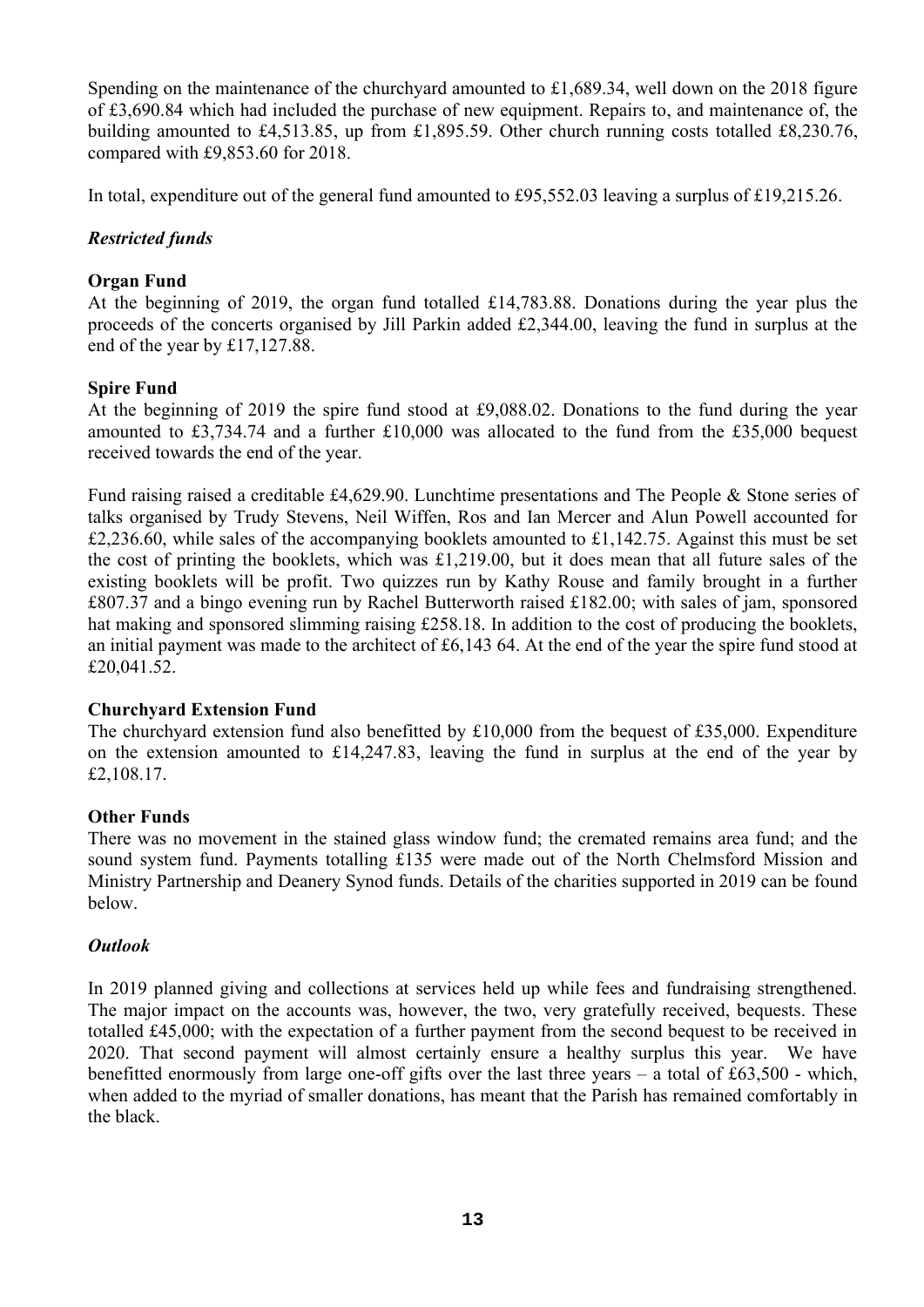Spending on the maintenance of the churchyard amounted to £1,689.34, well down on the 2018 figure of £3,690.84 which had included the purchase of new equipment. Repairs to, and maintenance of, the building amounted to £4,513.85, up from £1,895.59. Other church running costs totalled £8,230.76, compared with £9,853.60 for 2018.

In total, expenditure out of the general fund amounted to £95,552.03 leaving a surplus of £19,215.26.

### *Restricted funds*

**Organ Fund**
At the beginning of 2019, the organ fund totalled £14,783.88. Donations during the year plus the proceeds of the concerts organised by Jill Parkin added £2,344.00, leaving the fund in surplus at the end of the year by £17,127.88.

**Spire Fund**
At the beginning of 2019 the spire fund stood at £9,088.02. Donations to the fund during the year amounted to £3,734.74 and a further £10,000 was allocated to the fund from the £35,000 bequest received towards the end of the year.

Fund raising raised a creditable £4,629.90. Lunchtime presentations and The People & Stone series of talks organised by Trudy Stevens, Neil Wiffen, Ros and Ian Mercer and Alun Powell accounted for £2,236.60, while sales of the accompanying booklets amounted to £1,142.75. Against this must be set the cost of printing the booklets, which was £1,219.00, but it does mean that all future sales of the existing booklets will be profit. Two quizzes run by Kathy Rouse and family brought in a further £807.37 and a bingo evening run by Rachel Butterworth raised £182.00; with sales of jam, sponsored hat making and sponsored slimming raising £258.18. In addition to the cost of producing the booklets, an initial payment was made to the architect of £6,143 64. At the end of the year the spire fund stood at £20,041.52.

**Churchyard Extension Fund**
The churchyard extension fund also benefitted by £10,000 from the bequest of £35,000. Expenditure on the extension amounted to £14,247.83, leaving the fund in surplus at the end of the year by £2,108.17.

**Other Funds**
There was no movement in the stained glass window fund; the cremated remains area fund; and the sound system fund. Payments totalling £135 were made out of the North Chelmsford Mission and Ministry Partnership and Deanery Synod funds. Details of the charities supported in 2019 can be found below.

### *Outlook*

In 2019 planned giving and collections at services held up while fees and fundraising strengthened. The major impact on the accounts was, however, the two, very gratefully received, bequests. These totalled £45,000; with the expectation of a further payment from the second bequest to be received in 2020. That second payment will almost certainly ensure a healthy surplus this year. We have benefitted enormously from large one-off gifts over the last three years – a total of £63,500 - which, when added to the myriad of smaller donations, has meant that the Parish has remained comfortably in the black.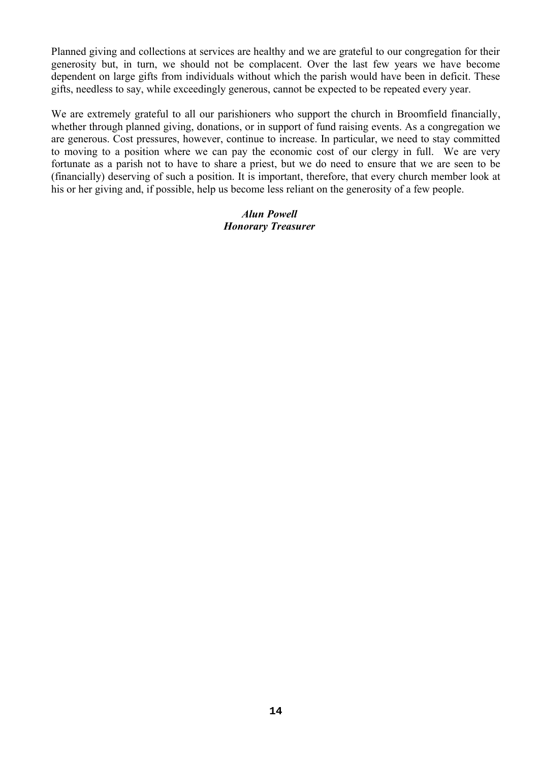Planned giving and collections at services are healthy and we are grateful to our congregation for their generosity but, in turn, we should not be complacent. Over the last few years we have become dependent on large gifts from individuals without which the parish would have been in deficit. These gifts, needless to say, while exceedingly generous, cannot be expected to be repeated every year.

We are extremely grateful to all our parishioners who support the church in Broomfield financially, whether through planned giving, donations, or in support of fund raising events. As a congregation we are generous. Cost pressures, however, continue to increase. In particular, we need to stay committed to moving to a position where we can pay the economic cost of our clergy in full. We are very fortunate as a parish not to have to share a priest, but we do need to ensure that we are seen to be (financially) deserving of such a position. It is important, therefore, that every church member look at his or her giving and, if possible, help us become less reliant on the generosity of a few people.

***Alun Powell***
***Honorary Treasurer***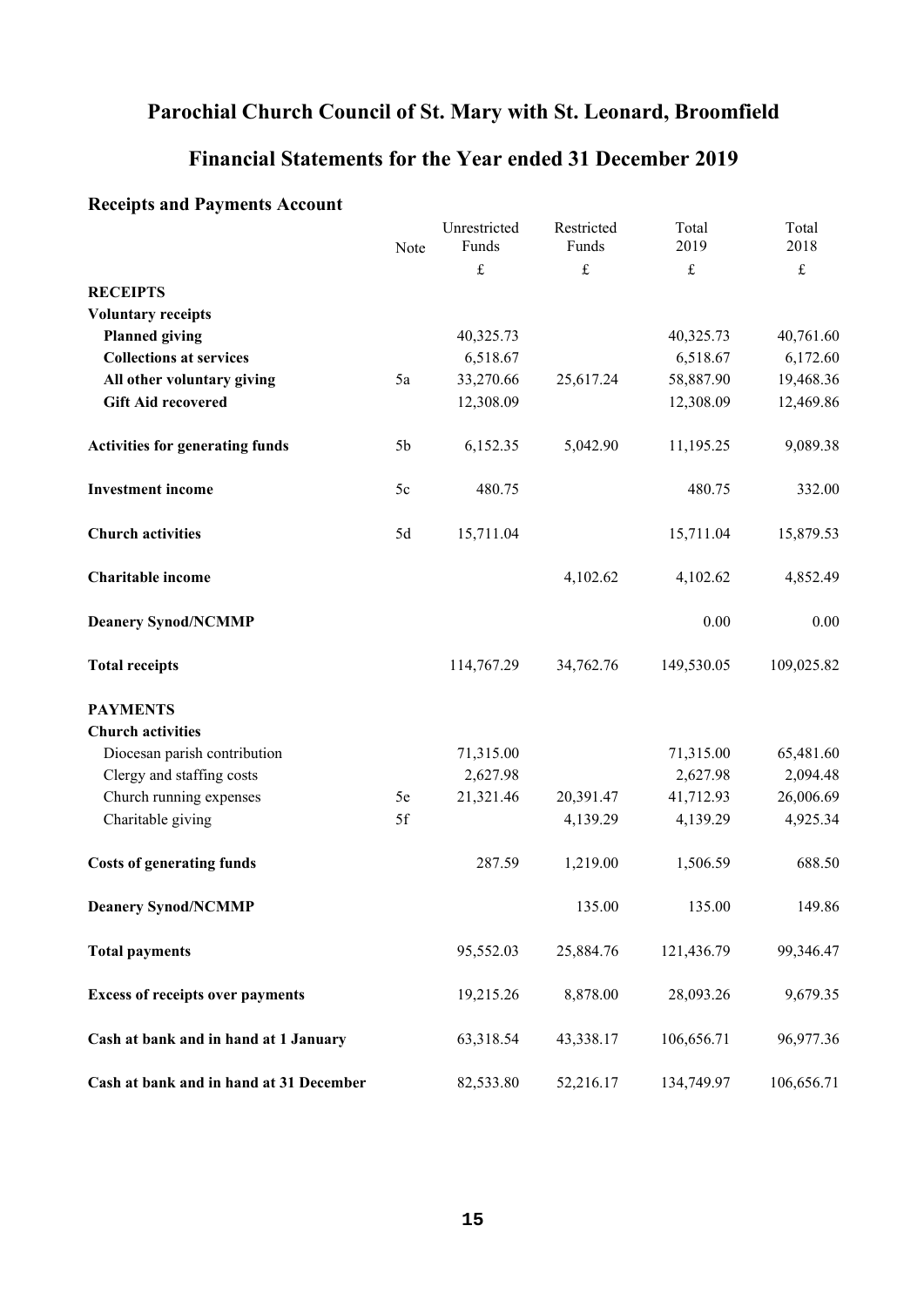# Parochial Church Council of St. Mary with St. Leonard, Broomfield

## Financial Statements for the Year ended 31 December 2019

### Receipts and Payments Account

| | Note | Unrestricted Funds | Restricted Funds | Total 2019 | Total 2018 |
|---|---|---|---|---|---|
| | | £ | £ | £ | £ |
| **RECEIPTS** | | | | | |
| **Voluntary receipts** | | | | | |
| **Planned giving** | | 40,325.73 | | 40,325.73 | 40,761.60 |
| **Collections at services** | | 6,518.67 | | 6,518.67 | 6,172.60 |
| **All other voluntary giving** | 5a | 33,270.66 | 25,617.24 | 58,887.90 | 19,468.36 |
| **Gift Aid recovered** | | 12,308.09 | | 12,308.09 | 12,469.86 |
| **Activities for generating funds** | 5b | 6,152.35 | 5,042.90 | 11,195.25 | 9,089.38 |
| **Investment income** | 5c | 480.75 | | 480.75 | 332.00 |
| **Church activities** | 5d | 15,711.04 | | 15,711.04 | 15,879.53 |
| **Charitable income** | | | 4,102.62 | 4,102.62 | 4,852.49 |
| **Deanery Synod/NCMMP** | | | | 0.00 | 0.00 |
| **Total receipts** | | 114,767.29 | 34,762.76 | 149,530.05 | 109,025.82 |
| **PAYMENTS** | | | | | |
| **Church activities** | | | | | |
| Diocesan parish contribution | | 71,315.00 | | 71,315.00 | 65,481.60 |
| Clergy and staffing costs | | 2,627.98 | | 2,627.98 | 2,094.48 |
| Church running expenses | 5e | 21,321.46 | 20,391.47 | 41,712.93 | 26,006.69 |
| Charitable giving | 5f | | 4,139.29 | 4,139.29 | 4,925.34 |
| **Costs of generating funds** | | 287.59 | 1,219.00 | 1,506.59 | 688.50 |
| **Deanery Synod/NCMMP** | | | 135.00 | 135.00 | 149.86 |
| **Total payments** | | 95,552.03 | 25,884.76 | 121,436.79 | 99,346.47 |
| **Excess of receipts over payments** | | 19,215.26 | 8,878.00 | 28,093.26 | 9,679.35 |
| **Cash at bank and in hand at 1 January** | | 63,318.54 | 43,338.17 | 106,656.71 | 96,977.36 |
| **Cash at bank and in hand at 31 December** | | 82,533.80 | 52,216.17 | 134,749.97 | 106,656.71 |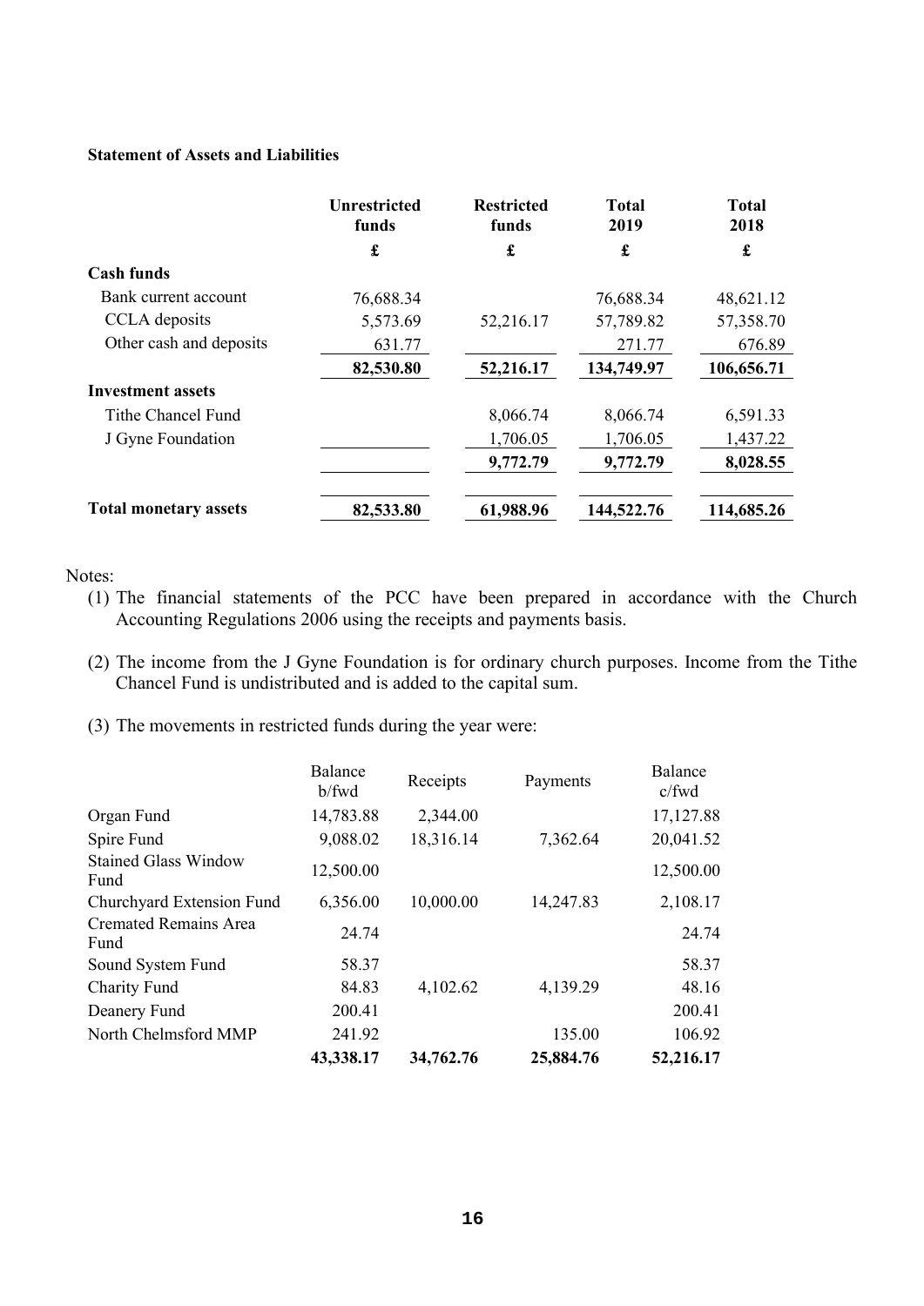**Statement of Assets and Liabilities**

| | Unrestricted funds | Restricted funds | Total 2019 | Total 2018 |
|---|---|---|---|---|
| | £ | £ | £ | £ |
| **Cash funds** | | | | |
| Bank current account | 76,688.34 | | 76,688.34 | 48,621.12 |
| CCLA deposits | 5,573.69 | 52,216.17 | 57,789.82 | 57,358.70 |
| Other cash and deposits | 631.77 | | 271.77 | 676.89 |
| | **82,530.80** | **52,216.17** | **134,749.97** | **106,656.71** |
| **Investment assets** | | | | |
| Tithe Chancel Fund | | 8,066.74 | 8,066.74 | 6,591.33 |
| J Gyne Foundation | | 1,706.05 | 1,706.05 | 1,437.22 |
| | | **9,772.79** | **9,772.79** | **8,028.55** |
| **Total monetary assets** | **82,533.80** | **61,988.96** | **144,522.76** | **114,685.26** |

Notes:

(1) The financial statements of the PCC have been prepared in accordance with the Church Accounting Regulations 2006 using the receipts and payments basis.

(2) The income from the J Gyne Foundation is for ordinary church purposes. Income from the Tithe Chancel Fund is undistributed and is added to the capital sum.

(3) The movements in restricted funds during the year were:

| | Balance b/fwd | Receipts | Payments | Balance c/fwd |
|---|---|---|---|---|
| Organ Fund | 14,783.88 | 2,344.00 | | 17,127.88 |
| Spire Fund | 9,088.02 | 18,316.14 | 7,362.64 | 20,041.52 |
| Stained Glass Window Fund | 12,500.00 | | | 12,500.00 |
| Churchyard Extension Fund | 6,356.00 | 10,000.00 | 14,247.83 | 2,108.17 |
| Cremated Remains Area Fund | 24.74 | | | 24.74 |
| Sound System Fund | 58.37 | | | 58.37 |
| Charity Fund | 84.83 | 4,102.62 | 4,139.29 | 48.16 |
| Deanery Fund | 200.41 | | | 200.41 |
| North Chelmsford MMP | 241.92 | | 135.00 | 106.92 |
| | **43,338.17** | **34,762.76** | **25,884.76** | **52,216.17** |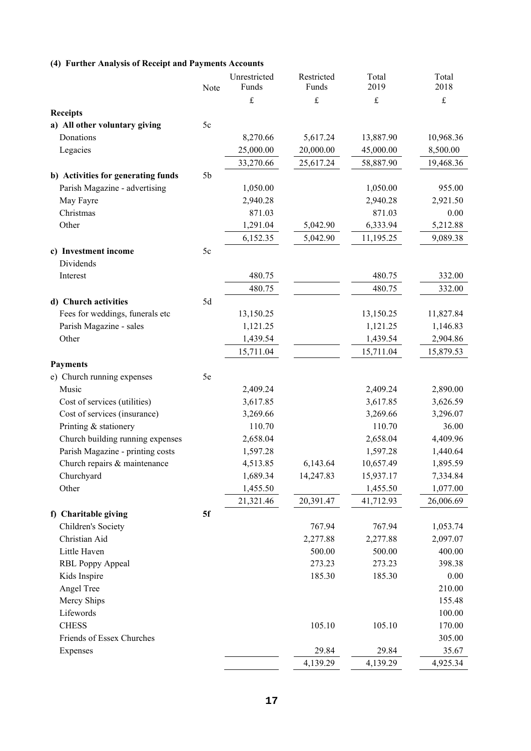**(4) Further Analysis of Receipt and Payments Accounts**

| | Note | Unrestricted Funds | Restricted Funds | Total 2019 | Total 2018 |
|---|---|---|---|---|---|
| | | £ | £ | £ | £ |
| **Receipts** | | | | | |
| **a) All other voluntary giving** | 5c | | | | |
| Donations | | 8,270.66 | 5,617.24 | 13,887.90 | 10,968.36 |
| Legacies | | 25,000.00 | 20,000.00 | 45,000.00 | 8,500.00 |
| | | 33,270.66 | 25,617.24 | 58,887.90 | 19,468.36 |
| **b) Activities for generating funds** | 5b | | | | |
| Parish Magazine - advertising | | 1,050.00 | | 1,050.00 | 955.00 |
| May Fayre | | 2,940.28 | | 2,940.28 | 2,921.50 |
| Christmas | | 871.03 | | 871.03 | 0.00 |
| Other | | 1,291.04 | 5,042.90 | 6,333.94 | 5,212.88 |
| | | 6,152.35 | 5,042.90 | 11,195.25 | 9,089.38 |
| **c) Investment income** | 5c | | | | |
| Dividends | | | | | |
| Interest | | 480.75 | | 480.75 | 332.00 |
| | | 480.75 | | 480.75 | 332.00 |
| **d) Church activities** | 5d | | | | |
| Fees for weddings, funerals etc | | 13,150.25 | | 13,150.25 | 11,827.84 |
| Parish Magazine - sales | | 1,121.25 | | 1,121.25 | 1,146.83 |
| Other | | 1,439.54 | | 1,439.54 | 2,904.86 |
| | | 15,711.04 | | 15,711.04 | 15,879.53 |
| **Payments** | | | | | |
| e) Church running expenses | 5e | | | | |
| Music | | 2,409.24 | | 2,409.24 | 2,890.00 |
| Cost of services (utilities) | | 3,617.85 | | 3,617.85 | 3,626.59 |
| Cost of services (insurance) | | 3,269.66 | | 3,269.66 | 3,296.07 |
| Printing & stationery | | 110.70 | | 110.70 | 36.00 |
| Church building running expenses | | 2,658.04 | | 2,658.04 | 4,409.96 |
| Parish Magazine - printing costs | | 1,597.28 | | 1,597.28 | 1,440.64 |
| Church repairs & maintenance | | 4,513.85 | 6,143.64 | 10,657.49 | 1,895.59 |
| Churchyard | | 1,689.34 | 14,247.83 | 15,937.17 | 7,334.84 |
| Other | | 1,455.50 | | 1,455.50 | 1,077.00 |
| | | 21,321.46 | 20,391.47 | 41,712.93 | 26,006.69 |
| **f) Charitable giving** | **5f** | | | | |
| Children's Society | | | 767.94 | 767.94 | 1,053.74 |
| Christian Aid | | | 2,277.88 | 2,277.88 | 2,097.07 |
| Little Haven | | | 500.00 | 500.00 | 400.00 |
| RBL Poppy Appeal | | | 273.23 | 273.23 | 398.38 |
| Kids Inspire | | | 185.30 | 185.30 | 0.00 |
| Angel Tree | | | | | 210.00 |
| Mercy Ships | | | | | 155.48 |
| Lifewords | | | | | 100.00 |
| CHESS | | | 105.10 | 105.10 | 170.00 |
| Friends of Essex Churches | | | | | 305.00 |
| Expenses | | | 29.84 | 29.84 | 35.67 |
| | | | 4,139.29 | 4,139.29 | 4,925.34 |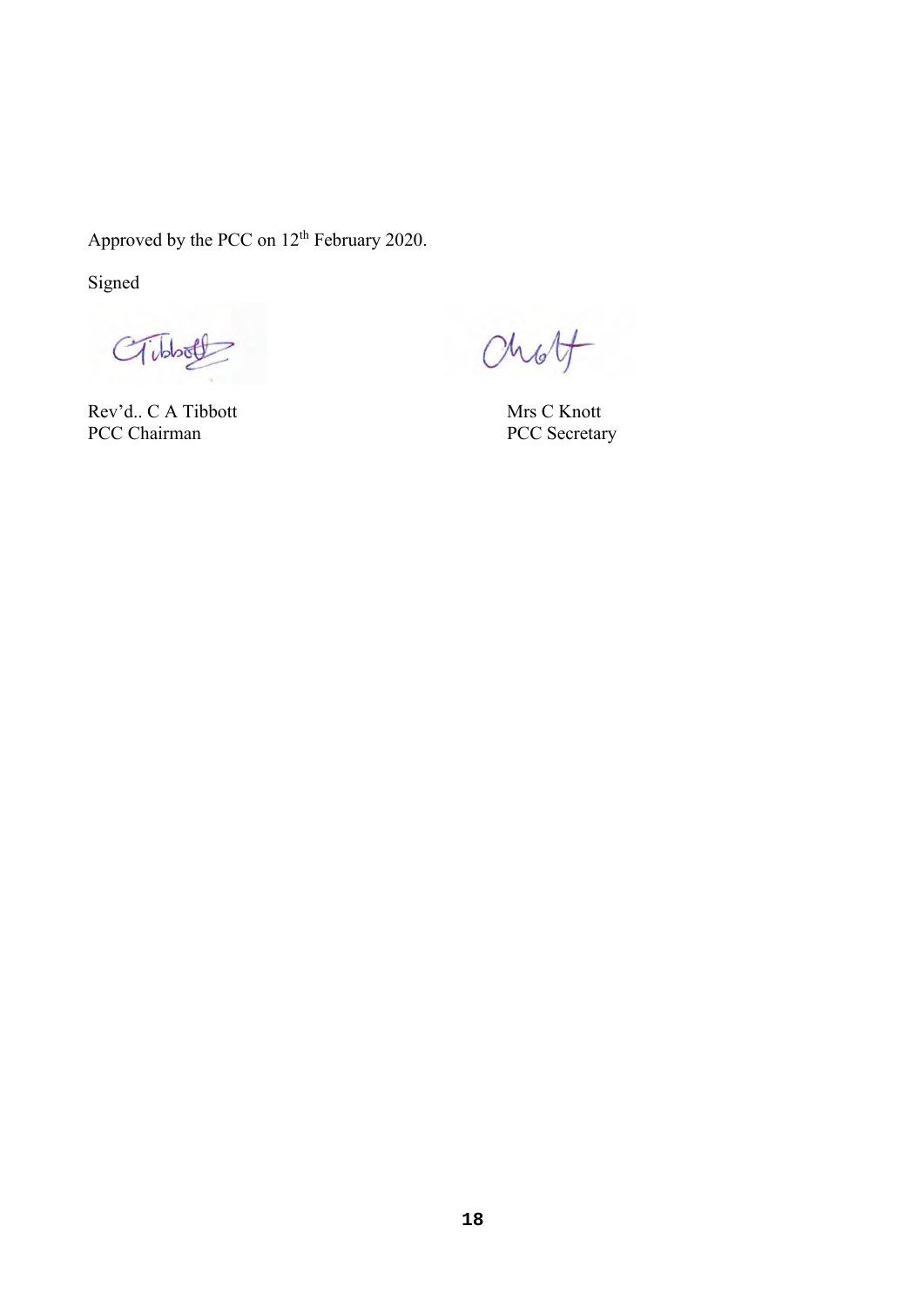Approved by the PCC on 12th February 2020.

Signed

| Rev'd.. C A Tibbott | Mrs C Knott |
|---|---|
| PCC Chairman | PCC Secretary |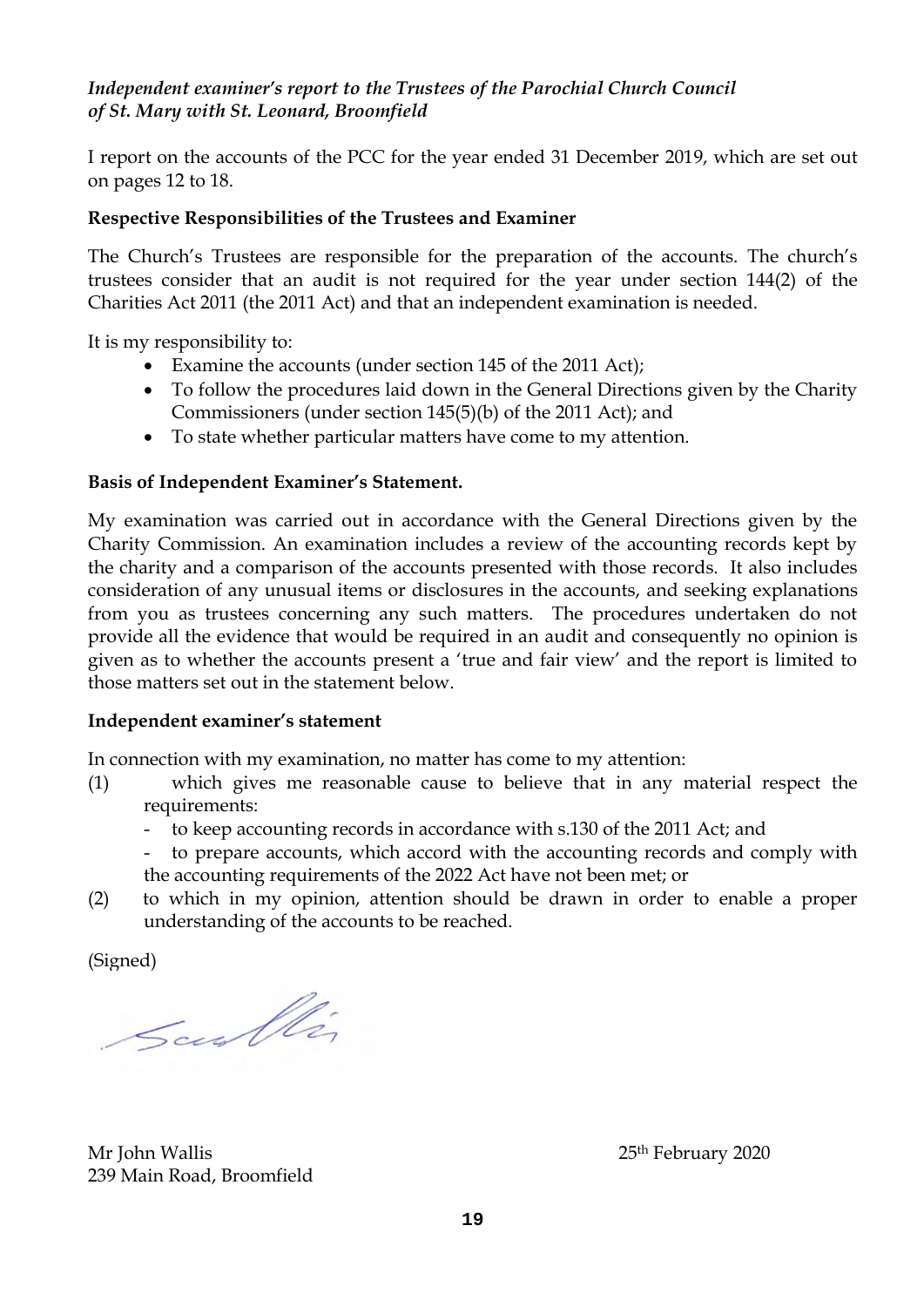*Independent examiner's report to the Trustees of the Parochial Church Council of St. Mary with St. Leonard, Broomfield*

I report on the accounts of the PCC for the year ended 31 December 2019, which are set out on pages 12 to 18.

**Respective Responsibilities of the Trustees and Examiner**

The Church's Trustees are responsible for the preparation of the accounts. The church's trustees consider that an audit is not required for the year under section 144(2) of the Charities Act 2011 (the 2011 Act) and that an independent examination is needed.

It is my responsibility to:

- Examine the accounts (under section 145 of the 2011 Act);
- To follow the procedures laid down in the General Directions given by the Charity Commissioners (under section 145(5)(b) of the 2011 Act); and
- To state whether particular matters have come to my attention.

**Basis of Independent Examiner's Statement.**

My examination was carried out in accordance with the General Directions given by the Charity Commission. An examination includes a review of the accounting records kept by the charity and a comparison of the accounts presented with those records. It also includes consideration of any unusual items or disclosures in the accounts, and seeking explanations from you as trustees concerning any such matters. The procedures undertaken do not provide all the evidence that would be required in an audit and consequently no opinion is given as to whether the accounts present a 'true and fair view' and the report is limited to those matters set out in the statement below.

**Independent examiner's statement**

In connection with my examination, no matter has come to my attention:

(1) which gives me reasonable cause to believe that in any material respect the requirements:
- to keep accounting records in accordance with s.130 of the 2011 Act; and
- to prepare accounts, which accord with the accounting records and comply with the accounting requirements of the 2022 Act have not been met; or

(2) to which in my opinion, attention should be drawn in order to enable a proper understanding of the accounts to be reached.

(Signed)

Mr John Wallis
239 Main Road, Broomfield

25th February 2020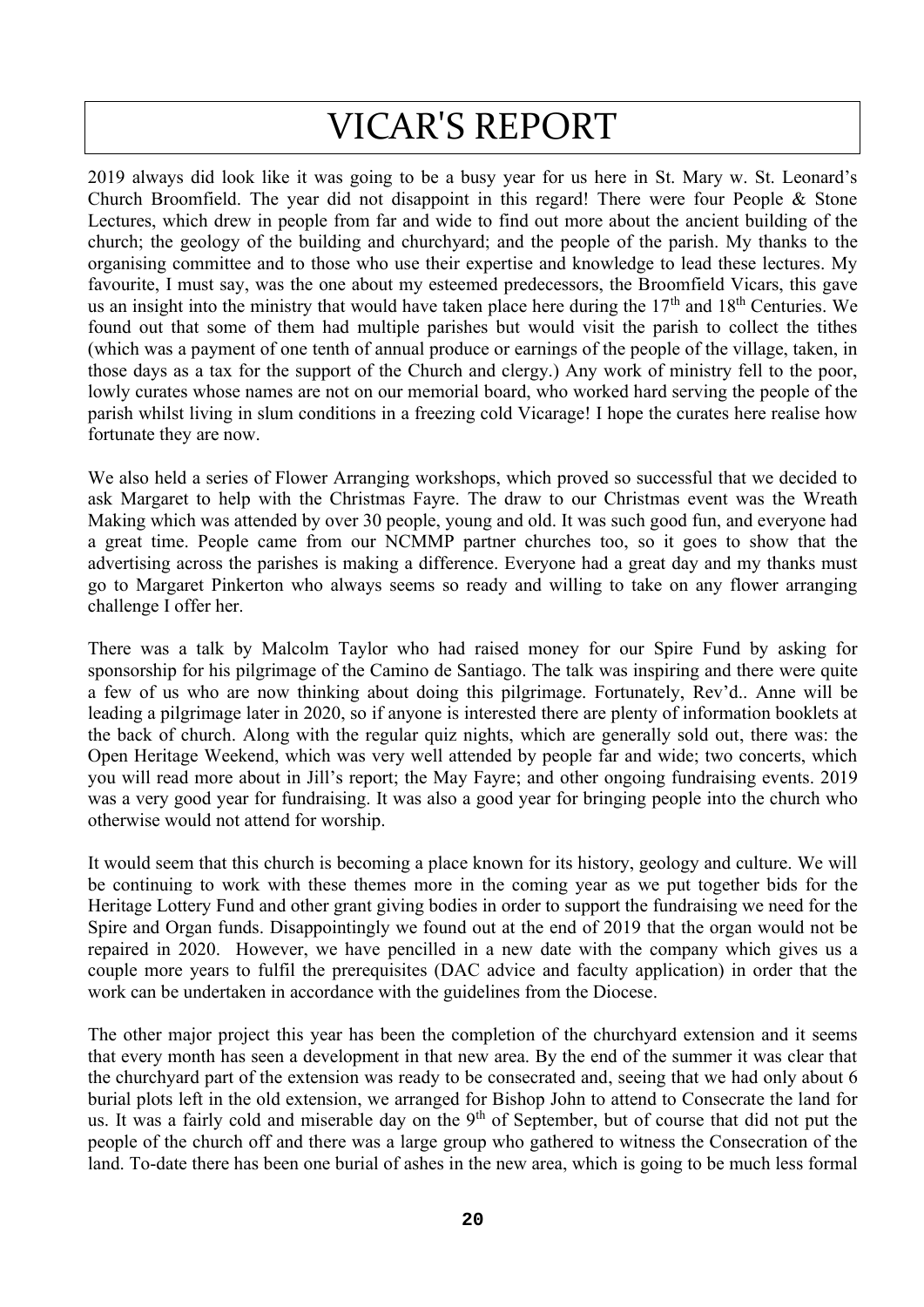# VICAR'S REPORT

2019 always did look like it was going to be a busy year for us here in St. Mary w. St. Leonard's Church Broomfield. The year did not disappoint in this regard! There were four People & Stone Lectures, which drew in people from far and wide to find out more about the ancient building of the church; the geology of the building and churchyard; and the people of the parish. My thanks to the organising committee and to those who use their expertise and knowledge to lead these lectures. My favourite, I must say, was the one about my esteemed predecessors, the Broomfield Vicars, this gave us an insight into the ministry that would have taken place here during the 17th and 18th Centuries. We found out that some of them had multiple parishes but would visit the parish to collect the tithes (which was a payment of one tenth of annual produce or earnings of the people of the village, taken, in those days as a tax for the support of the Church and clergy.) Any work of ministry fell to the poor, lowly curates whose names are not on our memorial board, who worked hard serving the people of the parish whilst living in slum conditions in a freezing cold Vicarage! I hope the curates here realise how fortunate they are now.

We also held a series of Flower Arranging workshops, which proved so successful that we decided to ask Margaret to help with the Christmas Fayre. The draw to our Christmas event was the Wreath Making which was attended by over 30 people, young and old. It was such good fun, and everyone had a great time. People came from our NCMMP partner churches too, so it goes to show that the advertising across the parishes is making a difference. Everyone had a great day and my thanks must go to Margaret Pinkerton who always seems so ready and willing to take on any flower arranging challenge I offer her.

There was a talk by Malcolm Taylor who had raised money for our Spire Fund by asking for sponsorship for his pilgrimage of the Camino de Santiago. The talk was inspiring and there were quite a few of us who are now thinking about doing this pilgrimage. Fortunately, Rev'd.. Anne will be leading a pilgrimage later in 2020, so if anyone is interested there are plenty of information booklets at the back of church. Along with the regular quiz nights, which are generally sold out, there was: the Open Heritage Weekend, which was very well attended by people far and wide; two concerts, which you will read more about in Jill's report; the May Fayre; and other ongoing fundraising events. 2019 was a very good year for fundraising. It was also a good year for bringing people into the church who otherwise would not attend for worship.

It would seem that this church is becoming a place known for its history, geology and culture. We will be continuing to work with these themes more in the coming year as we put together bids for the Heritage Lottery Fund and other grant giving bodies in order to support the fundraising we need for the Spire and Organ funds. Disappointingly we found out at the end of 2019 that the organ would not be repaired in 2020. However, we have pencilled in a new date with the company which gives us a couple more years to fulfil the prerequisites (DAC advice and faculty application) in order that the work can be undertaken in accordance with the guidelines from the Diocese.

The other major project this year has been the completion of the churchyard extension and it seems that every month has seen a development in that new area. By the end of the summer it was clear that the churchyard part of the extension was ready to be consecrated and, seeing that we had only about 6 burial plots left in the old extension, we arranged for Bishop John to attend to Consecrate the land for us. It was a fairly cold and miserable day on the 9th of September, but of course that did not put the people of the church off and there was a large group who gathered to witness the Consecration of the land. To-date there has been one burial of ashes in the new area, which is going to be much less formal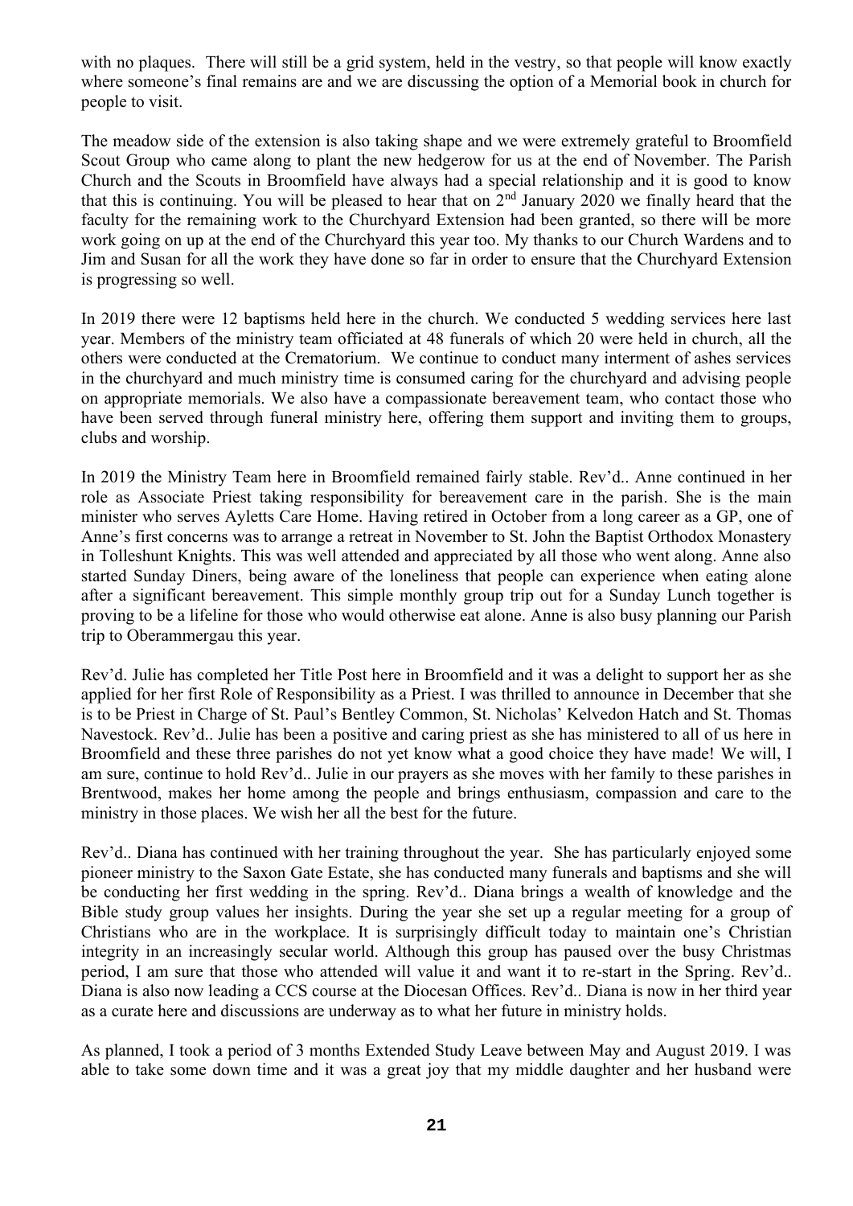with no plaques. There will still be a grid system, held in the vestry, so that people will know exactly where someone's final remains are and we are discussing the option of a Memorial book in church for people to visit.

The meadow side of the extension is also taking shape and we were extremely grateful to Broomfield Scout Group who came along to plant the new hedgerow for us at the end of November. The Parish Church and the Scouts in Broomfield have always had a special relationship and it is good to know that this is continuing. You will be pleased to hear that on 2nd January 2020 we finally heard that the faculty for the remaining work to the Churchyard Extension had been granted, so there will be more work going on up at the end of the Churchyard this year too. My thanks to our Church Wardens and to Jim and Susan for all the work they have done so far in order to ensure that the Churchyard Extension is progressing so well.

In 2019 there were 12 baptisms held here in the church. We conducted 5 wedding services here last year. Members of the ministry team officiated at 48 funerals of which 20 were held in church, all the others were conducted at the Crematorium. We continue to conduct many interment of ashes services in the churchyard and much ministry time is consumed caring for the churchyard and advising people on appropriate memorials. We also have a compassionate bereavement team, who contact those who have been served through funeral ministry here, offering them support and inviting them to groups, clubs and worship.

In 2019 the Ministry Team here in Broomfield remained fairly stable. Rev'd.. Anne continued in her role as Associate Priest taking responsibility for bereavement care in the parish. She is the main minister who serves Ayletts Care Home. Having retired in October from a long career as a GP, one of Anne's first concerns was to arrange a retreat in November to St. John the Baptist Orthodox Monastery in Tolleshunt Knights. This was well attended and appreciated by all those who went along. Anne also started Sunday Diners, being aware of the loneliness that people can experience when eating alone after a significant bereavement. This simple monthly group trip out for a Sunday Lunch together is proving to be a lifeline for those who would otherwise eat alone. Anne is also busy planning our Parish trip to Oberammergau this year.

Rev'd. Julie has completed her Title Post here in Broomfield and it was a delight to support her as she applied for her first Role of Responsibility as a Priest. I was thrilled to announce in December that she is to be Priest in Charge of St. Paul's Bentley Common, St. Nicholas' Kelvedon Hatch and St. Thomas Navestock. Rev'd.. Julie has been a positive and caring priest as she has ministered to all of us here in Broomfield and these three parishes do not yet know what a good choice they have made! We will, I am sure, continue to hold Rev'd.. Julie in our prayers as she moves with her family to these parishes in Brentwood, makes her home among the people and brings enthusiasm, compassion and care to the ministry in those places. We wish her all the best for the future.

Rev'd.. Diana has continued with her training throughout the year. She has particularly enjoyed some pioneer ministry to the Saxon Gate Estate, she has conducted many funerals and baptisms and she will be conducting her first wedding in the spring. Rev'd.. Diana brings a wealth of knowledge and the Bible study group values her insights. During the year she set up a regular meeting for a group of Christians who are in the workplace. It is surprisingly difficult today to maintain one's Christian integrity in an increasingly secular world. Although this group has paused over the busy Christmas period, I am sure that those who attended will value it and want it to re-start in the Spring. Rev'd.. Diana is also now leading a CCS course at the Diocesan Offices. Rev'd.. Diana is now in her third year as a curate here and discussions are underway as to what her future in ministry holds.

As planned, I took a period of 3 months Extended Study Leave between May and August 2019. I was able to take some down time and it was a great joy that my middle daughter and her husband were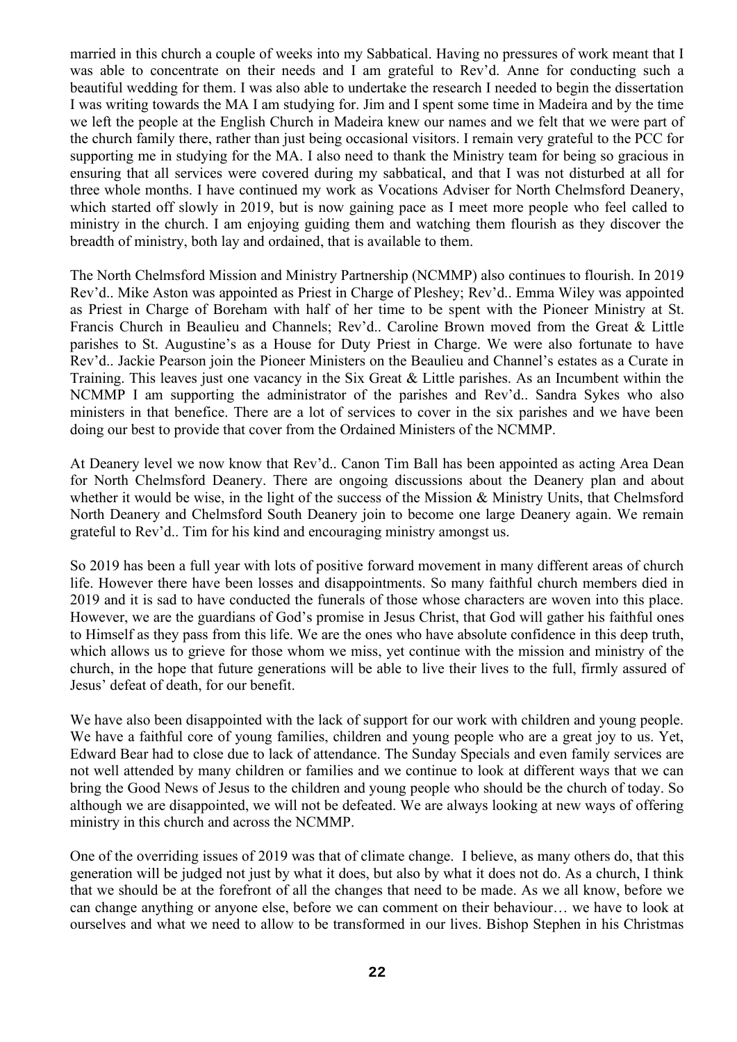married in this church a couple of weeks into my Sabbatical. Having no pressures of work meant that I was able to concentrate on their needs and I am grateful to Rev'd. Anne for conducting such a beautiful wedding for them. I was also able to undertake the research I needed to begin the dissertation I was writing towards the MA I am studying for. Jim and I spent some time in Madeira and by the time we left the people at the English Church in Madeira knew our names and we felt that we were part of the church family there, rather than just being occasional visitors. I remain very grateful to the PCC for supporting me in studying for the MA. I also need to thank the Ministry team for being so gracious in ensuring that all services were covered during my sabbatical, and that I was not disturbed at all for three whole months. I have continued my work as Vocations Adviser for North Chelmsford Deanery, which started off slowly in 2019, but is now gaining pace as I meet more people who feel called to ministry in the church. I am enjoying guiding them and watching them flourish as they discover the breadth of ministry, both lay and ordained, that is available to them.

The North Chelmsford Mission and Ministry Partnership (NCMMP) also continues to flourish. In 2019 Rev'd.. Mike Aston was appointed as Priest in Charge of Pleshey; Rev'd.. Emma Wiley was appointed as Priest in Charge of Boreham with half of her time to be spent with the Pioneer Ministry at St. Francis Church in Beaulieu and Channels; Rev'd.. Caroline Brown moved from the Great & Little parishes to St. Augustine's as a House for Duty Priest in Charge. We were also fortunate to have Rev'd.. Jackie Pearson join the Pioneer Ministers on the Beaulieu and Channel's estates as a Curate in Training. This leaves just one vacancy in the Six Great & Little parishes. As an Incumbent within the NCMMP I am supporting the administrator of the parishes and Rev'd.. Sandra Sykes who also ministers in that benefice. There are a lot of services to cover in the six parishes and we have been doing our best to provide that cover from the Ordained Ministers of the NCMMP.

At Deanery level we now know that Rev'd.. Canon Tim Ball has been appointed as acting Area Dean for North Chelmsford Deanery. There are ongoing discussions about the Deanery plan and about whether it would be wise, in the light of the success of the Mission & Ministry Units, that Chelmsford North Deanery and Chelmsford South Deanery join to become one large Deanery again. We remain grateful to Rev'd.. Tim for his kind and encouraging ministry amongst us.

So 2019 has been a full year with lots of positive forward movement in many different areas of church life. However there have been losses and disappointments. So many faithful church members died in 2019 and it is sad to have conducted the funerals of those whose characters are woven into this place. However, we are the guardians of God's promise in Jesus Christ, that God will gather his faithful ones to Himself as they pass from this life. We are the ones who have absolute confidence in this deep truth, which allows us to grieve for those whom we miss, yet continue with the mission and ministry of the church, in the hope that future generations will be able to live their lives to the full, firmly assured of Jesus' defeat of death, for our benefit.

We have also been disappointed with the lack of support for our work with children and young people. We have a faithful core of young families, children and young people who are a great joy to us. Yet, Edward Bear had to close due to lack of attendance. The Sunday Specials and even family services are not well attended by many children or families and we continue to look at different ways that we can bring the Good News of Jesus to the children and young people who should be the church of today. So although we are disappointed, we will not be defeated. We are always looking at new ways of offering ministry in this church and across the NCMMP.

One of the overriding issues of 2019 was that of climate change. I believe, as many others do, that this generation will be judged not just by what it does, but also by what it does not do. As a church, I think that we should be at the forefront of all the changes that need to be made. As we all know, before we can change anything or anyone else, before we can comment on their behaviour… we have to look at ourselves and what we need to allow to be transformed in our lives. Bishop Stephen in his Christmas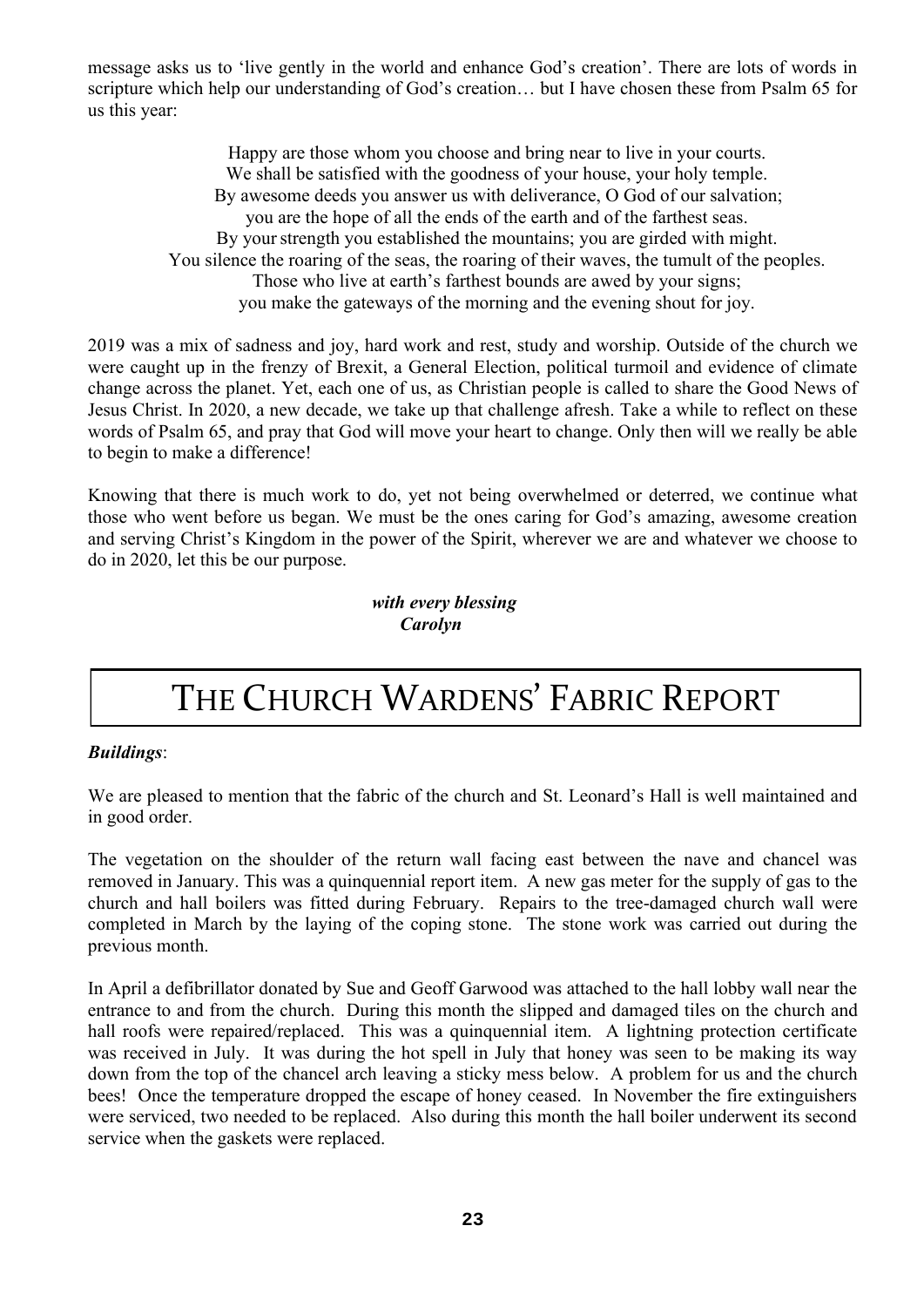message asks us to 'live gently in the world and enhance God's creation'. There are lots of words in scripture which help our understanding of God's creation… but I have chosen these from Psalm 65 for us this year:

Happy are those whom you choose and bring near to live in your courts.
We shall be satisfied with the goodness of your house, your holy temple.
By awesome deeds you answer us with deliverance, O God of our salvation;
you are the hope of all the ends of the earth and of the farthest seas.
By your strength you established the mountains; you are girded with might.
You silence the roaring of the seas, the roaring of their waves, the tumult of the peoples.
Those who live at earth's farthest bounds are awed by your signs;
you make the gateways of the morning and the evening shout for joy.

2019 was a mix of sadness and joy, hard work and rest, study and worship. Outside of the church we were caught up in the frenzy of Brexit, a General Election, political turmoil and evidence of climate change across the planet. Yet, each one of us, as Christian people is called to share the Good News of Jesus Christ. In 2020, a new decade, we take up that challenge afresh. Take a while to reflect on these words of Psalm 65, and pray that God will move your heart to change. Only then will we really be able to begin to make a difference!

Knowing that there is much work to do, yet not being overwhelmed or deterred, we continue what those who went before us began. We must be the ones caring for God's amazing, awesome creation and serving Christ's Kingdom in the power of the Spirit, wherever we are and whatever we choose to do in 2020, let this be our purpose.

***with every blessing***
***Carolyn***

# THE CHURCH WARDENS' FABRIC REPORT

***Buildings***:

We are pleased to mention that the fabric of the church and St. Leonard's Hall is well maintained and in good order.

The vegetation on the shoulder of the return wall facing east between the nave and chancel was removed in January. This was a quinquennial report item. A new gas meter for the supply of gas to the church and hall boilers was fitted during February. Repairs to the tree-damaged church wall were completed in March by the laying of the coping stone. The stone work was carried out during the previous month.

In April a defibrillator donated by Sue and Geoff Garwood was attached to the hall lobby wall near the entrance to and from the church. During this month the slipped and damaged tiles on the church and hall roofs were repaired/replaced. This was a quinquennial item. A lightning protection certificate was received in July. It was during the hot spell in July that honey was seen to be making its way down from the top of the chancel arch leaving a sticky mess below. A problem for us and the church bees! Once the temperature dropped the escape of honey ceased. In November the fire extinguishers were serviced, two needed to be replaced. Also during this month the hall boiler underwent its second service when the gaskets were replaced.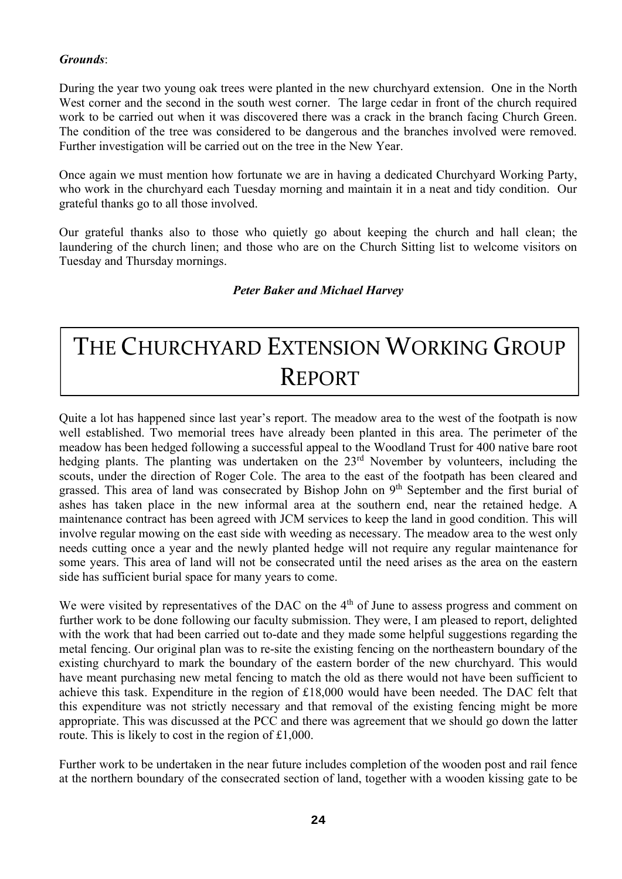***Grounds***:

During the year two young oak trees were planted in the new churchyard extension. One in the North West corner and the second in the south west corner. The large cedar in front of the church required work to be carried out when it was discovered there was a crack in the branch facing Church Green. The condition of the tree was considered to be dangerous and the branches involved were removed. Further investigation will be carried out on the tree in the New Year.

Once again we must mention how fortunate we are in having a dedicated Churchyard Working Party, who work in the churchyard each Tuesday morning and maintain it in a neat and tidy condition. Our grateful thanks go to all those involved.

Our grateful thanks also to those who quietly go about keeping the church and hall clean; the laundering of the church linen; and those who are on the Church Sitting list to welcome visitors on Tuesday and Thursday mornings.

***Peter Baker and Michael Harvey***

# The Churchyard Extension Working Group Report

Quite a lot has happened since last year's report. The meadow area to the west of the footpath is now well established. Two memorial trees have already been planted in this area. The perimeter of the meadow has been hedged following a successful appeal to the Woodland Trust for 400 native bare root hedging plants. The planting was undertaken on the 23rd November by volunteers, including the scouts, under the direction of Roger Cole. The area to the east of the footpath has been cleared and grassed. This area of land was consecrated by Bishop John on 9th September and the first burial of ashes has taken place in the new informal area at the southern end, near the retained hedge. A maintenance contract has been agreed with JCM services to keep the land in good condition. This will involve regular mowing on the east side with weeding as necessary. The meadow area to the west only needs cutting once a year and the newly planted hedge will not require any regular maintenance for some years. This area of land will not be consecrated until the need arises as the area on the eastern side has sufficient burial space for many years to come.

We were visited by representatives of the DAC on the 4th of June to assess progress and comment on further work to be done following our faculty submission. They were, I am pleased to report, delighted with the work that had been carried out to-date and they made some helpful suggestions regarding the metal fencing. Our original plan was to re-site the existing fencing on the northeastern boundary of the existing churchyard to mark the boundary of the eastern border of the new churchyard. This would have meant purchasing new metal fencing to match the old as there would not have been sufficient to achieve this task. Expenditure in the region of £18,000 would have been needed. The DAC felt that this expenditure was not strictly necessary and that removal of the existing fencing might be more appropriate. This was discussed at the PCC and there was agreement that we should go down the latter route. This is likely to cost in the region of £1,000.

Further work to be undertaken in the near future includes completion of the wooden post and rail fence at the northern boundary of the consecrated section of land, together with a wooden kissing gate to be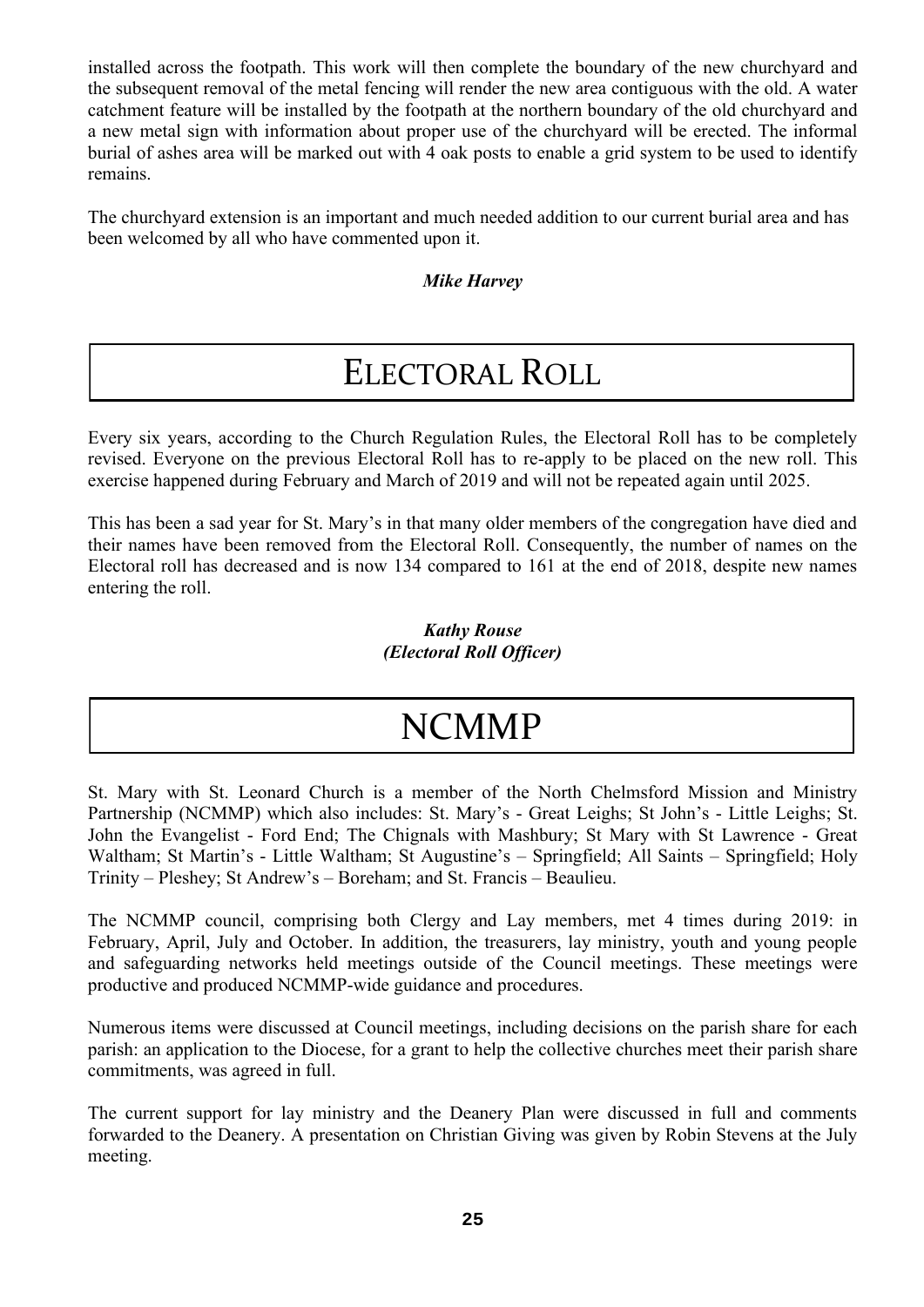installed across the footpath. This work will then complete the boundary of the new churchyard and the subsequent removal of the metal fencing will render the new area contiguous with the old. A water catchment feature will be installed by the footpath at the northern boundary of the old churchyard and a new metal sign with information about proper use of the churchyard will be erected. The informal burial of ashes area will be marked out with 4 oak posts to enable a grid system to be used to identify remains.

The churchyard extension is an important and much needed addition to our current burial area and has been welcomed by all who have commented upon it.

***Mike Harvey***

# ELECTORAL ROLL

Every six years, according to the Church Regulation Rules, the Electoral Roll has to be completely revised. Everyone on the previous Electoral Roll has to re-apply to be placed on the new roll. This exercise happened during February and March of 2019 and will not be repeated again until 2025.

This has been a sad year for St. Mary's in that many older members of the congregation have died and their names have been removed from the Electoral Roll. Consequently, the number of names on the Electoral roll has decreased and is now 134 compared to 161 at the end of 2018, despite new names entering the roll.

***Kathy Rouse***
***(Electoral Roll Officer)***

# NCMMP

St. Mary with St. Leonard Church is a member of the North Chelmsford Mission and Ministry Partnership (NCMMP) which also includes: St. Mary's - Great Leighs; St John's - Little Leighs; St. John the Evangelist - Ford End; The Chignals with Mashbury; St Mary with St Lawrence - Great Waltham; St Martin's - Little Waltham; St Augustine's – Springfield; All Saints – Springfield; Holy Trinity – Pleshey; St Andrew's – Boreham; and St. Francis – Beaulieu.

The NCMMP council, comprising both Clergy and Lay members, met 4 times during 2019: in February, April, July and October. In addition, the treasurers, lay ministry, youth and young people and safeguarding networks held meetings outside of the Council meetings. These meetings were productive and produced NCMMP-wide guidance and procedures.

Numerous items were discussed at Council meetings, including decisions on the parish share for each parish: an application to the Diocese, for a grant to help the collective churches meet their parish share commitments, was agreed in full.

The current support for lay ministry and the Deanery Plan were discussed in full and comments forwarded to the Deanery. A presentation on Christian Giving was given by Robin Stevens at the July meeting.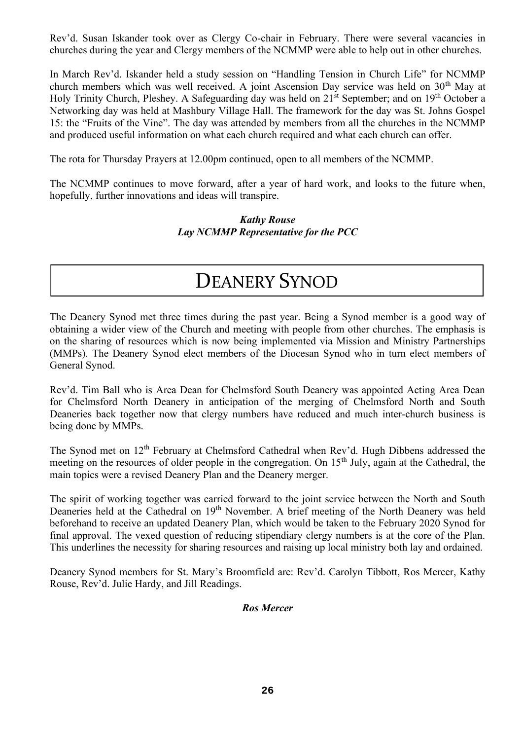Rev'd. Susan Iskander took over as Clergy Co-chair in February. There were several vacancies in churches during the year and Clergy members of the NCMMP were able to help out in other churches.

In March Rev'd. Iskander held a study session on "Handling Tension in Church Life" for NCMMP church members which was well received. A joint Ascension Day service was held on 30th May at Holy Trinity Church, Pleshey. A Safeguarding day was held on 21st September; and on 19th October a Networking day was held at Mashbury Village Hall. The framework for the day was St. Johns Gospel 15: the "Fruits of the Vine". The day was attended by members from all the churches in the NCMMP and produced useful information on what each church required and what each church can offer.

The rota for Thursday Prayers at 12.00pm continued, open to all members of the NCMMP.

The NCMMP continues to move forward, after a year of hard work, and looks to the future when, hopefully, further innovations and ideas will transpire.

***Kathy Rouse***
***Lay NCMMP Representative for the PCC***

# DEANERY SYNOD

The Deanery Synod met three times during the past year. Being a Synod member is a good way of obtaining a wider view of the Church and meeting with people from other churches. The emphasis is on the sharing of resources which is now being implemented via Mission and Ministry Partnerships (MMPs). The Deanery Synod elect members of the Diocesan Synod who in turn elect members of General Synod.

Rev'd. Tim Ball who is Area Dean for Chelmsford South Deanery was appointed Acting Area Dean for Chelmsford North Deanery in anticipation of the merging of Chelmsford North and South Deaneries back together now that clergy numbers have reduced and much inter-church business is being done by MMPs.

The Synod met on 12th February at Chelmsford Cathedral when Rev'd. Hugh Dibbens addressed the meeting on the resources of older people in the congregation. On 15th July, again at the Cathedral, the main topics were a revised Deanery Plan and the Deanery merger.

The spirit of working together was carried forward to the joint service between the North and South Deaneries held at the Cathedral on 19th November. A brief meeting of the North Deanery was held beforehand to receive an updated Deanery Plan, which would be taken to the February 2020 Synod for final approval. The vexed question of reducing stipendiary clergy numbers is at the core of the Plan. This underlines the necessity for sharing resources and raising up local ministry both lay and ordained.

Deanery Synod members for St. Mary's Broomfield are: Rev'd. Carolyn Tibbott, Ros Mercer, Kathy Rouse, Rev'd. Julie Hardy, and Jill Readings.

***Ros Mercer***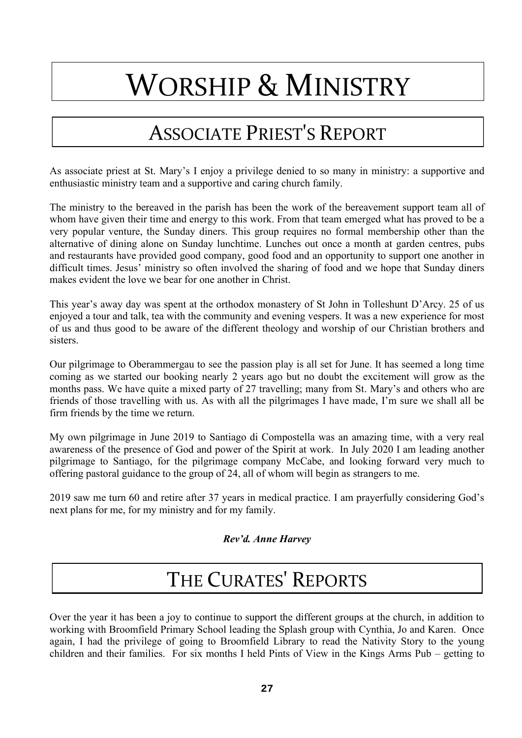# WORSHIP & MINISTRY

## ASSOCIATE PRIEST'S REPORT

As associate priest at St. Mary's I enjoy a privilege denied to so many in ministry: a supportive and enthusiastic ministry team and a supportive and caring church family.

The ministry to the bereaved in the parish has been the work of the bereavement support team all of whom have given their time and energy to this work. From that team emerged what has proved to be a very popular venture, the Sunday diners. This group requires no formal membership other than the alternative of dining alone on Sunday lunchtime. Lunches out once a month at garden centres, pubs and restaurants have provided good company, good food and an opportunity to support one another in difficult times. Jesus' ministry so often involved the sharing of food and we hope that Sunday diners makes evident the love we bear for one another in Christ.

This year's away day was spent at the orthodox monastery of St John in Tolleshunt D'Arcy. 25 of us enjoyed a tour and talk, tea with the community and evening vespers. It was a new experience for most of us and thus good to be aware of the different theology and worship of our Christian brothers and sisters.

Our pilgrimage to Oberammergau to see the passion play is all set for June. It has seemed a long time coming as we started our booking nearly 2 years ago but no doubt the excitement will grow as the months pass. We have quite a mixed party of 27 travelling; many from St. Mary's and others who are friends of those travelling with us. As with all the pilgrimages I have made, I'm sure we shall all be firm friends by the time we return.

My own pilgrimage in June 2019 to Santiago di Compostella was an amazing time, with a very real awareness of the presence of God and power of the Spirit at work. In July 2020 I am leading another pilgrimage to Santiago, for the pilgrimage company McCabe, and looking forward very much to offering pastoral guidance to the group of 24, all of whom will begin as strangers to me.

2019 saw me turn 60 and retire after 37 years in medical practice. I am prayerfully considering God's next plans for me, for my ministry and for my family.

***Rev'd. Anne Harvey***

## THE CURATES' REPORTS

Over the year it has been a joy to continue to support the different groups at the church, in addition to working with Broomfield Primary School leading the Splash group with Cynthia, Jo and Karen. Once again, I had the privilege of going to Broomfield Library to read the Nativity Story to the young children and their families. For six months I held Pints of View in the Kings Arms Pub – getting to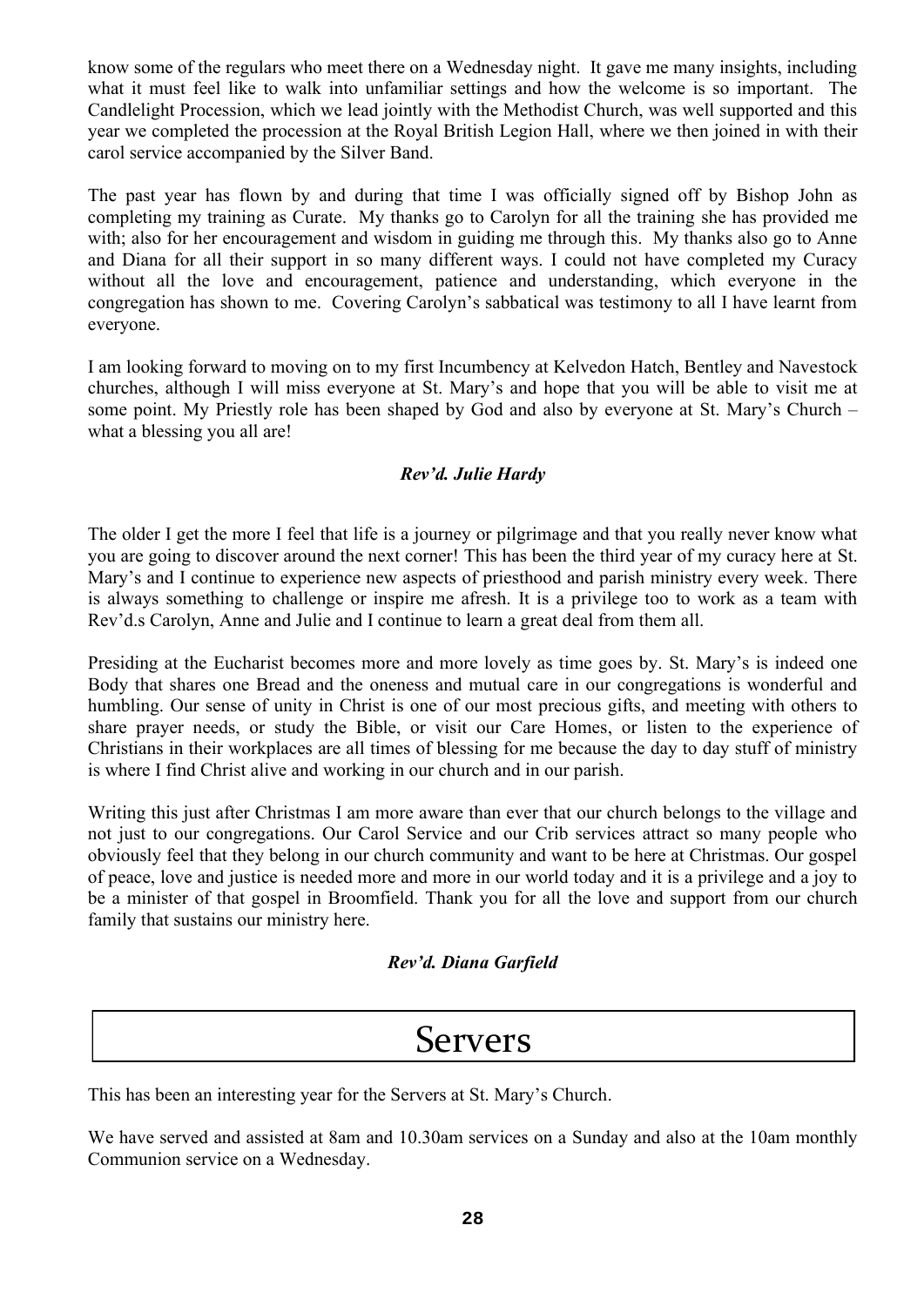know some of the regulars who meet there on a Wednesday night. It gave me many insights, including what it must feel like to walk into unfamiliar settings and how the welcome is so important. The Candlelight Procession, which we lead jointly with the Methodist Church, was well supported and this year we completed the procession at the Royal British Legion Hall, where we then joined in with their carol service accompanied by the Silver Band.

The past year has flown by and during that time I was officially signed off by Bishop John as completing my training as Curate. My thanks go to Carolyn for all the training she has provided me with; also for her encouragement and wisdom in guiding me through this. My thanks also go to Anne and Diana for all their support in so many different ways. I could not have completed my Curacy without all the love and encouragement, patience and understanding, which everyone in the congregation has shown to me. Covering Carolyn's sabbatical was testimony to all I have learnt from everyone.

I am looking forward to moving on to my first Incumbency at Kelvedon Hatch, Bentley and Navestock churches, although I will miss everyone at St. Mary's and hope that you will be able to visit me at some point. My Priestly role has been shaped by God and also by everyone at St. Mary's Church – what a blessing you all are!

***Rev'd. Julie Hardy***

The older I get the more I feel that life is a journey or pilgrimage and that you really never know what you are going to discover around the next corner! This has been the third year of my curacy here at St. Mary's and I continue to experience new aspects of priesthood and parish ministry every week. There is always something to challenge or inspire me afresh. It is a privilege too to work as a team with Rev'd.s Carolyn, Anne and Julie and I continue to learn a great deal from them all.

Presiding at the Eucharist becomes more and more lovely as time goes by. St. Mary's is indeed one Body that shares one Bread and the oneness and mutual care in our congregations is wonderful and humbling. Our sense of unity in Christ is one of our most precious gifts, and meeting with others to share prayer needs, or study the Bible, or visit our Care Homes, or listen to the experience of Christians in their workplaces are all times of blessing for me because the day to day stuff of ministry is where I find Christ alive and working in our church and in our parish.

Writing this just after Christmas I am more aware than ever that our church belongs to the village and not just to our congregations. Our Carol Service and our Crib services attract so many people who obviously feel that they belong in our church community and want to be here at Christmas. Our gospel of peace, love and justice is needed more and more in our world today and it is a privilege and a joy to be a minister of that gospel in Broomfield. Thank you for all the love and support from our church family that sustains our ministry here.

***Rev'd. Diana Garfield***

# Servers

This has been an interesting year for the Servers at St. Mary's Church.

We have served and assisted at 8am and 10.30am services on a Sunday and also at the 10am monthly Communion service on a Wednesday.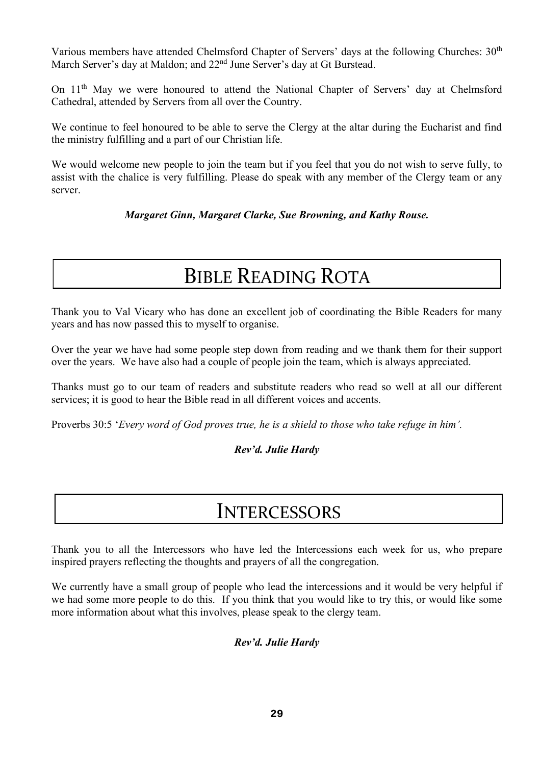Various members have attended Chelmsford Chapter of Servers' days at the following Churches: 30th March Server's day at Maldon; and 22nd June Server's day at Gt Burstead.

On 11th May we were honoured to attend the National Chapter of Servers' day at Chelmsford Cathedral, attended by Servers from all over the Country.

We continue to feel honoured to be able to serve the Clergy at the altar during the Eucharist and find the ministry fulfilling and a part of our Christian life.

We would welcome new people to join the team but if you feel that you do not wish to serve fully, to assist with the chalice is very fulfilling. Please do speak with any member of the Clergy team or any server.

***Margaret Ginn, Margaret Clarke, Sue Browning, and Kathy Rouse.***

# BIBLE READING ROTA

Thank you to Val Vicary who has done an excellent job of coordinating the Bible Readers for many years and has now passed this to myself to organise.

Over the year we have had some people step down from reading and we thank them for their support over the years. We have also had a couple of people join the team, which is always appreciated.

Thanks must go to our team of readers and substitute readers who read so well at all our different services; it is good to hear the Bible read in all different voices and accents.

Proverbs 30:5 '*Every word of God proves true, he is a shield to those who take refuge in him'.*

***Rev'd. Julie Hardy***

# INTERCESSORS

Thank you to all the Intercessors who have led the Intercessions each week for us, who prepare inspired prayers reflecting the thoughts and prayers of all the congregation.

We currently have a small group of people who lead the intercessions and it would be very helpful if we had some more people to do this. If you think that you would like to try this, or would like some more information about what this involves, please speak to the clergy team.

***Rev'd. Julie Hardy***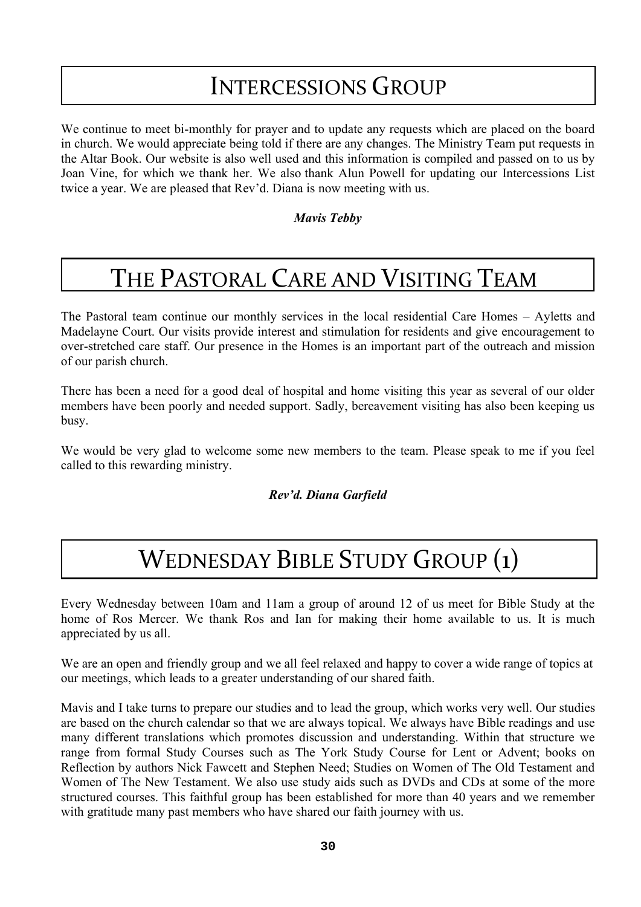# Intercessions Group

We continue to meet bi-monthly for prayer and to update any requests which are placed on the board in church. We would appreciate being told if there are any changes. The Ministry Team put requests in the Altar Book. Our website is also well used and this information is compiled and passed on to us by Joan Vine, for which we thank her. We also thank Alun Powell for updating our Intercessions List twice a year. We are pleased that Rev'd. Diana is now meeting with us.

***Mavis Tebby***

# The Pastoral Care and Visiting Team

The Pastoral team continue our monthly services in the local residential Care Homes – Ayletts and Madelayne Court. Our visits provide interest and stimulation for residents and give encouragement to over-stretched care staff. Our presence in the Homes is an important part of the outreach and mission of our parish church.

There has been a need for a good deal of hospital and home visiting this year as several of our older members have been poorly and needed support. Sadly, bereavement visiting has also been keeping us busy.

We would be very glad to welcome some new members to the team. Please speak to me if you feel called to this rewarding ministry.

***Rev'd. Diana Garfield***

# Wednesday Bible Study Group (1)

Every Wednesday between 10am and 11am a group of around 12 of us meet for Bible Study at the home of Ros Mercer. We thank Ros and Ian for making their home available to us. It is much appreciated by us all.

We are an open and friendly group and we all feel relaxed and happy to cover a wide range of topics at our meetings, which leads to a greater understanding of our shared faith.

Mavis and I take turns to prepare our studies and to lead the group, which works very well. Our studies are based on the church calendar so that we are always topical. We always have Bible readings and use many different translations which promotes discussion and understanding. Within that structure we range from formal Study Courses such as The York Study Course for Lent or Advent; books on Reflection by authors Nick Fawcett and Stephen Need; Studies on Women of The Old Testament and Women of The New Testament. We also use study aids such as DVDs and CDs at some of the more structured courses. This faithful group has been established for more than 40 years and we remember with gratitude many past members who have shared our faith journey with us.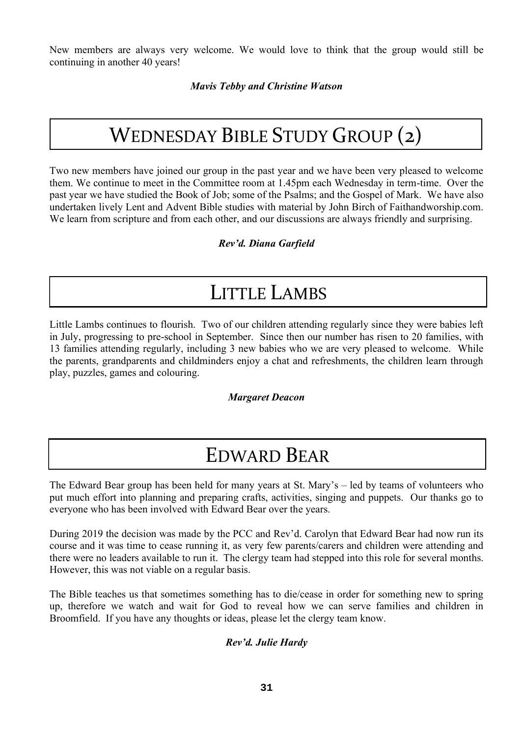New members are always very welcome. We would love to think that the group would still be continuing in another 40 years!

***Mavis Tebby and Christine Watson***

# WEDNESDAY BIBLE STUDY GROUP (2)

Two new members have joined our group in the past year and we have been very pleased to welcome them. We continue to meet in the Committee room at 1.45pm each Wednesday in term-time. Over the past year we have studied the Book of Job; some of the Psalms; and the Gospel of Mark. We have also undertaken lively Lent and Advent Bible studies with material by John Birch of Faithandworship.com. We learn from scripture and from each other, and our discussions are always friendly and surprising.

***Rev'd. Diana Garfield***

# LITTLE LAMBS

Little Lambs continues to flourish. Two of our children attending regularly since they were babies left in July, progressing to pre-school in September. Since then our number has risen to 20 families, with 13 families attending regularly, including 3 new babies who we are very pleased to welcome. While the parents, grandparents and childminders enjoy a chat and refreshments, the children learn through play, puzzles, games and colouring.

***Margaret Deacon***

# EDWARD BEAR

The Edward Bear group has been held for many years at St. Mary's – led by teams of volunteers who put much effort into planning and preparing crafts, activities, singing and puppets. Our thanks go to everyone who has been involved with Edward Bear over the years.

During 2019 the decision was made by the PCC and Rev'd. Carolyn that Edward Bear had now run its course and it was time to cease running it, as very few parents/carers and children were attending and there were no leaders available to run it. The clergy team had stepped into this role for several months. However, this was not viable on a regular basis.

The Bible teaches us that sometimes something has to die/cease in order for something new to spring up, therefore we watch and wait for God to reveal how we can serve families and children in Broomfield. If you have any thoughts or ideas, please let the clergy team know.

***Rev'd. Julie Hardy***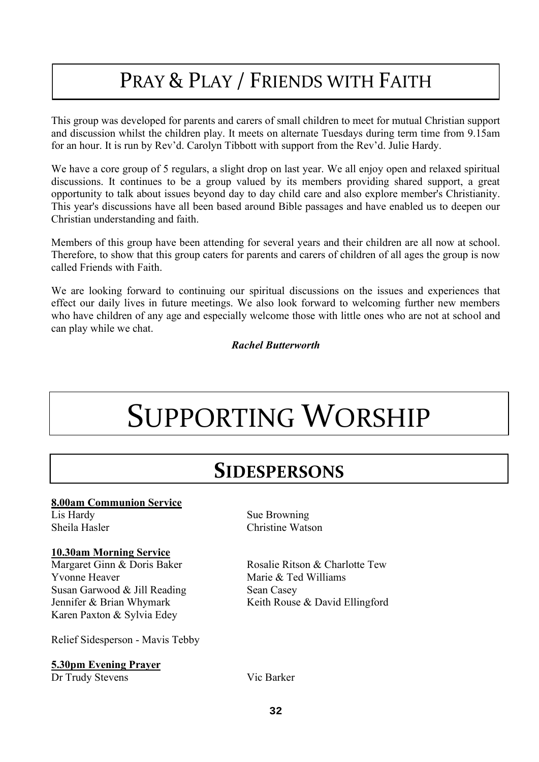# Pray & Play / Friends with Faith

This group was developed for parents and carers of small children to meet for mutual Christian support and discussion whilst the children play. It meets on alternate Tuesdays during term time from 9.15am for an hour. It is run by Rev'd. Carolyn Tibbott with support from the Rev'd. Julie Hardy.

We have a core group of 5 regulars, a slight drop on last year. We all enjoy open and relaxed spiritual discussions. It continues to be a group valued by its members providing shared support, a great opportunity to talk about issues beyond day to day child care and also explore member's Christianity. This year's discussions have all been based around Bible passages and have enabled us to deepen our Christian understanding and faith.

Members of this group have been attending for several years and their children are all now at school. Therefore, to show that this group caters for parents and carers of children of all ages the group is now called Friends with Faith.

We are looking forward to continuing our spiritual discussions on the issues and experiences that effect our daily lives in future meetings. We also look forward to welcoming further new members who have children of any age and especially welcome those with little ones who are not at school and can play while we chat.

***Rachel Butterworth***

# Supporting Worship

## Sidespersons

**8.00am Communion Service**

Lis Hardy
Sheila Hasler
Sue Browning
Christine Watson

**10.30am Morning Service**

Margaret Ginn & Doris Baker
Yvonne Heaver
Susan Garwood & Jill Reading
Jennifer & Brian Whymark
Karen Paxton & Sylvia Edey
Rosalie Ritson & Charlotte Tew
Marie & Ted Williams
Sean Casey
Keith Rouse & David Ellingford

Relief Sidesperson - Mavis Tebby

**5.30pm Evening Prayer**

Dr Trudy Stevens
Vic Barker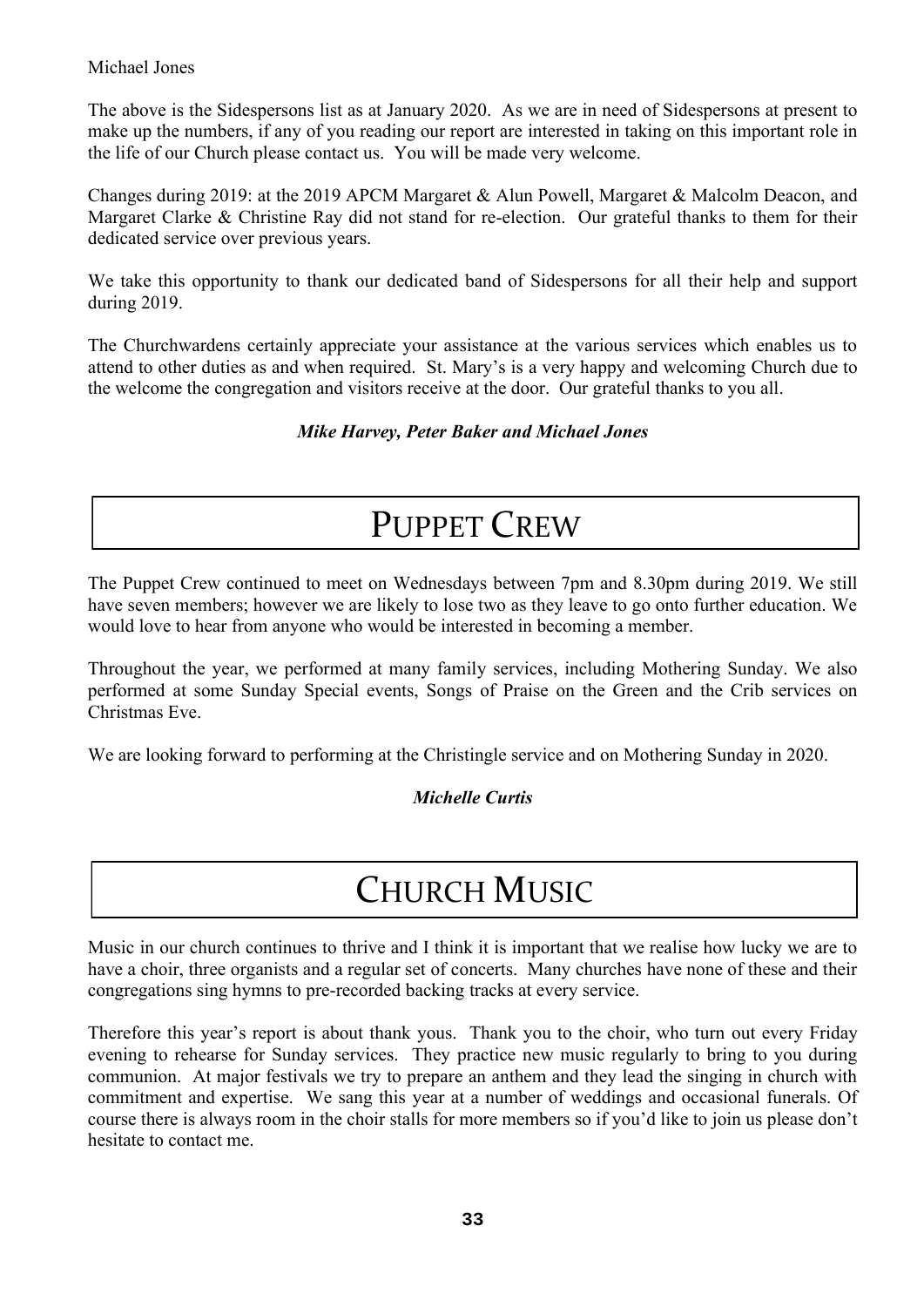Michael Jones

The above is the Sidespersons list as at January 2020. As we are in need of Sidespersons at present to make up the numbers, if any of you reading our report are interested in taking on this important role in the life of our Church please contact us. You will be made very welcome.

Changes during 2019: at the 2019 APCM Margaret & Alun Powell, Margaret & Malcolm Deacon, and Margaret Clarke & Christine Ray did not stand for re-election. Our grateful thanks to them for their dedicated service over previous years.

We take this opportunity to thank our dedicated band of Sidespersons for all their help and support during 2019.

The Churchwardens certainly appreciate your assistance at the various services which enables us to attend to other duties as and when required. St. Mary's is a very happy and welcoming Church due to the welcome the congregation and visitors receive at the door. Our grateful thanks to you all.

***Mike Harvey, Peter Baker and Michael Jones***

# PUPPET CREW

The Puppet Crew continued to meet on Wednesdays between 7pm and 8.30pm during 2019. We still have seven members; however we are likely to lose two as they leave to go onto further education. We would love to hear from anyone who would be interested in becoming a member.

Throughout the year, we performed at many family services, including Mothering Sunday. We also performed at some Sunday Special events, Songs of Praise on the Green and the Crib services on Christmas Eve.

We are looking forward to performing at the Christingle service and on Mothering Sunday in 2020.

***Michelle Curtis***

# CHURCH MUSIC

Music in our church continues to thrive and I think it is important that we realise how lucky we are to have a choir, three organists and a regular set of concerts. Many churches have none of these and their congregations sing hymns to pre-recorded backing tracks at every service.

Therefore this year's report is about thank yous. Thank you to the choir, who turn out every Friday evening to rehearse for Sunday services. They practice new music regularly to bring to you during communion. At major festivals we try to prepare an anthem and they lead the singing in church with commitment and expertise. We sang this year at a number of weddings and occasional funerals. Of course there is always room in the choir stalls for more members so if you'd like to join us please don't hesitate to contact me.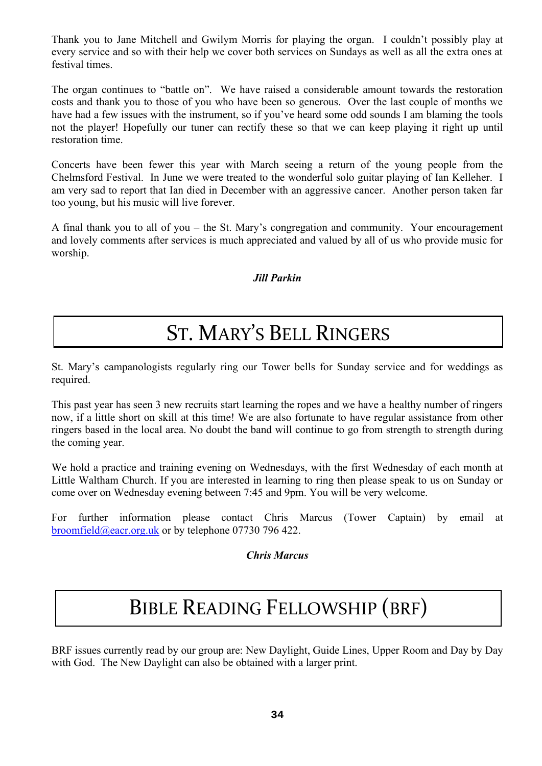Thank you to Jane Mitchell and Gwilym Morris for playing the organ. I couldn't possibly play at every service and so with their help we cover both services on Sundays as well as all the extra ones at festival times.

The organ continues to "battle on". We have raised a considerable amount towards the restoration costs and thank you to those of you who have been so generous. Over the last couple of months we have had a few issues with the instrument, so if you've heard some odd sounds I am blaming the tools not the player! Hopefully our tuner can rectify these so that we can keep playing it right up until restoration time.

Concerts have been fewer this year with March seeing a return of the young people from the Chelmsford Festival. In June we were treated to the wonderful solo guitar playing of Ian Kelleher. I am very sad to report that Ian died in December with an aggressive cancer. Another person taken far too young, but his music will live forever.

A final thank you to all of you – the St. Mary's congregation and community. Your encouragement and lovely comments after services is much appreciated and valued by all of us who provide music for worship.

***Jill Parkin***

# St. Mary's Bell Ringers

St. Mary's campanologists regularly ring our Tower bells for Sunday service and for weddings as required.

This past year has seen 3 new recruits start learning the ropes and we have a healthy number of ringers now, if a little short on skill at this time! We are also fortunate to have regular assistance from other ringers based in the local area. No doubt the band will continue to go from strength to strength during the coming year.

We hold a practice and training evening on Wednesdays, with the first Wednesday of each month at Little Waltham Church. If you are interested in learning to ring then please speak to us on Sunday or come over on Wednesday evening between 7:45 and 9pm. You will be very welcome.

For further information please contact Chris Marcus (Tower Captain) by email at broomfield@eacr.org.uk or by telephone 07730 796 422.

***Chris Marcus***

# Bible Reading Fellowship (BRF)

BRF issues currently read by our group are: New Daylight, Guide Lines, Upper Room and Day by Day with God. The New Daylight can also be obtained with a larger print.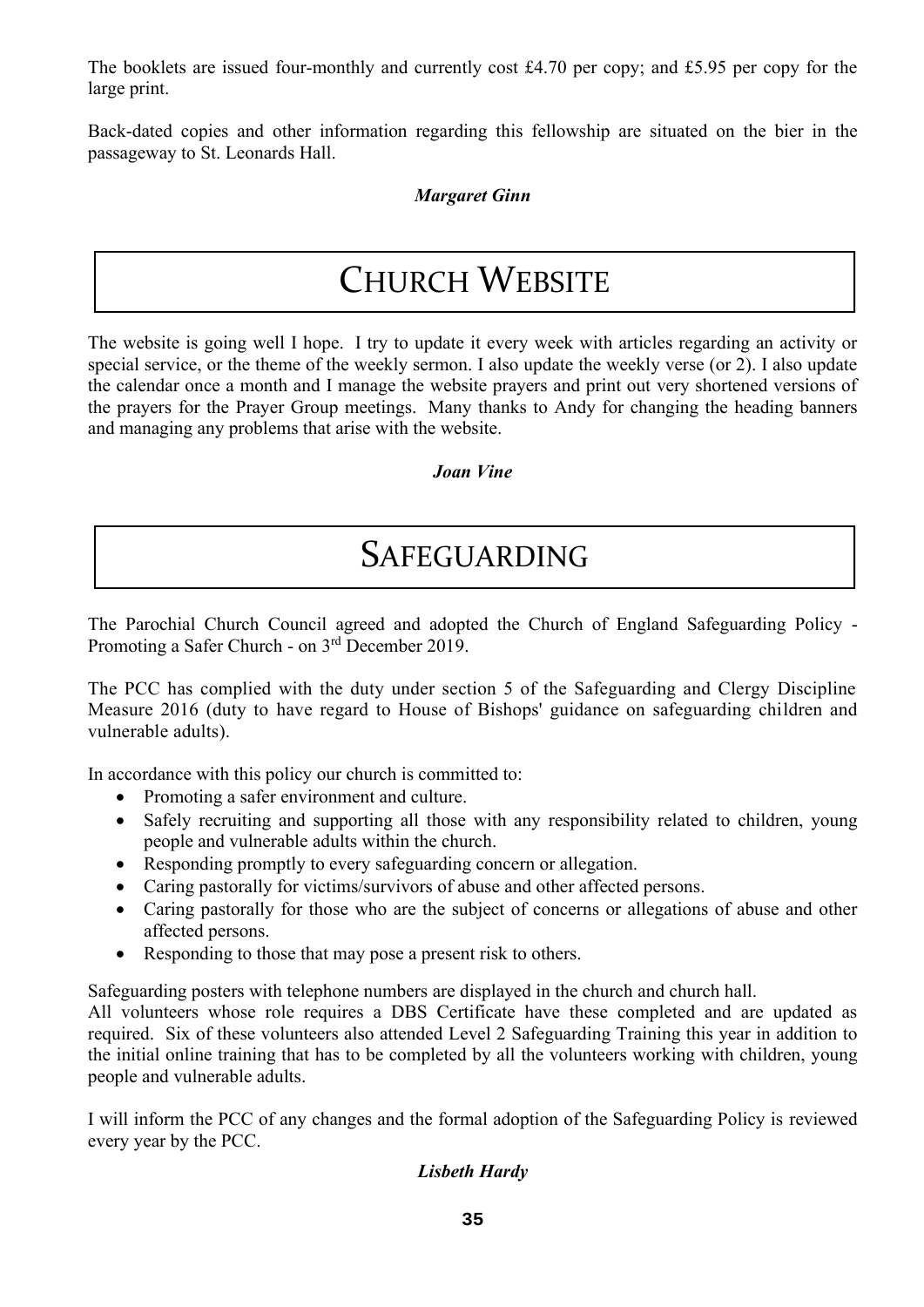The booklets are issued four-monthly and currently cost £4.70 per copy; and £5.95 per copy for the large print.

Back-dated copies and other information regarding this fellowship are situated on the bier in the passageway to St. Leonards Hall.

***Margaret Ginn***

# CHURCH WEBSITE

The website is going well I hope. I try to update it every week with articles regarding an activity or special service, or the theme of the weekly sermon. I also update the weekly verse (or 2). I also update the calendar once a month and I manage the website prayers and print out very shortened versions of the prayers for the Prayer Group meetings. Many thanks to Andy for changing the heading banners and managing any problems that arise with the website.

***Joan Vine***

# SAFEGUARDING

The Parochial Church Council agreed and adopted the Church of England Safeguarding Policy - Promoting a Safer Church - on 3rd December 2019.

The PCC has complied with the duty under section 5 of the Safeguarding and Clergy Discipline Measure 2016 (duty to have regard to House of Bishops' guidance on safeguarding children and vulnerable adults).

In accordance with this policy our church is committed to:

- Promoting a safer environment and culture.
- Safely recruiting and supporting all those with any responsibility related to children, young people and vulnerable adults within the church.
- Responding promptly to every safeguarding concern or allegation.
- Caring pastorally for victims/survivors of abuse and other affected persons.
- Caring pastorally for those who are the subject of concerns or allegations of abuse and other affected persons.
- Responding to those that may pose a present risk to others.

Safeguarding posters with telephone numbers are displayed in the church and church hall.
All volunteers whose role requires a DBS Certificate have these completed and are updated as required. Six of these volunteers also attended Level 2 Safeguarding Training this year in addition to the initial online training that has to be completed by all the volunteers working with children, young people and vulnerable adults.

I will inform the PCC of any changes and the formal adoption of the Safeguarding Policy is reviewed every year by the PCC.

***Lisbeth Hardy***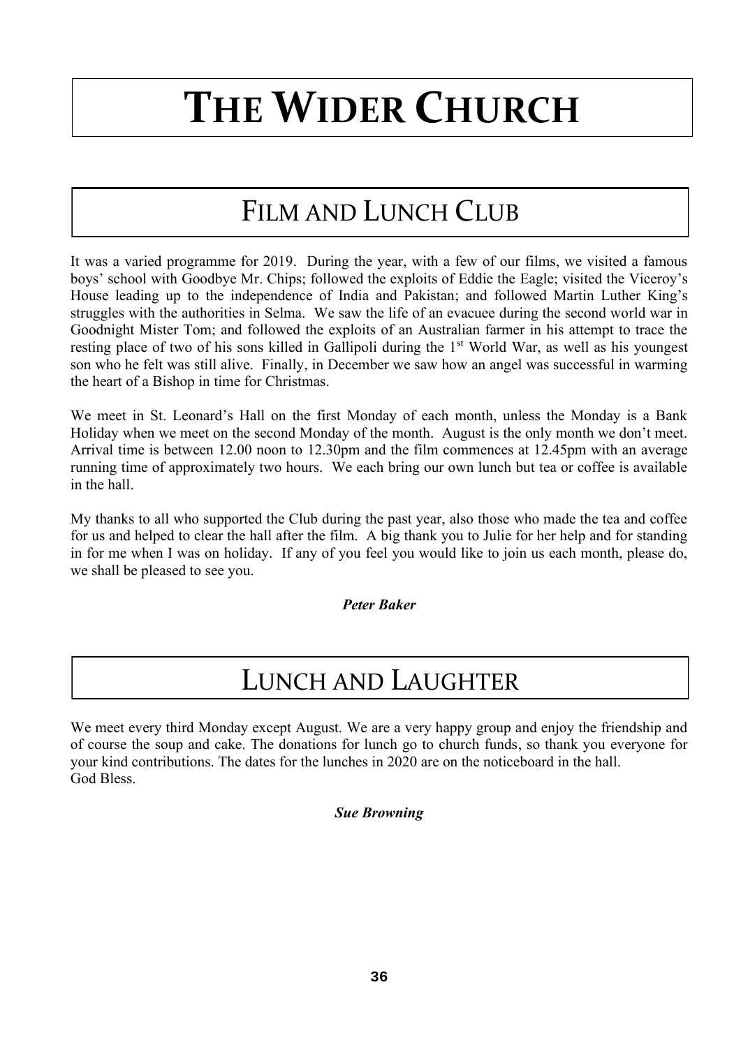# THE WIDER CHURCH

## FILM AND LUNCH CLUB

It was a varied programme for 2019. During the year, with a few of our films, we visited a famous boys' school with Goodbye Mr. Chips; followed the exploits of Eddie the Eagle; visited the Viceroy's House leading up to the independence of India and Pakistan; and followed Martin Luther King's struggles with the authorities in Selma. We saw the life of an evacuee during the second world war in Goodnight Mister Tom; and followed the exploits of an Australian farmer in his attempt to trace the resting place of two of his sons killed in Gallipoli during the 1st World War, as well as his youngest son who he felt was still alive. Finally, in December we saw how an angel was successful in warming the heart of a Bishop in time for Christmas.

We meet in St. Leonard's Hall on the first Monday of each month, unless the Monday is a Bank Holiday when we meet on the second Monday of the month. August is the only month we don't meet. Arrival time is between 12.00 noon to 12.30pm and the film commences at 12.45pm with an average running time of approximately two hours. We each bring our own lunch but tea or coffee is available in the hall.

My thanks to all who supported the Club during the past year, also those who made the tea and coffee for us and helped to clear the hall after the film. A big thank you to Julie for her help and for standing in for me when I was on holiday. If any of you feel you would like to join us each month, please do, we shall be pleased to see you.

***Peter Baker***

## LUNCH AND LAUGHTER

We meet every third Monday except August. We are a very happy group and enjoy the friendship and of course the soup and cake. The donations for lunch go to church funds, so thank you everyone for your kind contributions. The dates for the lunches in 2020 are on the noticeboard in the hall.
God Bless.

***Sue Browning***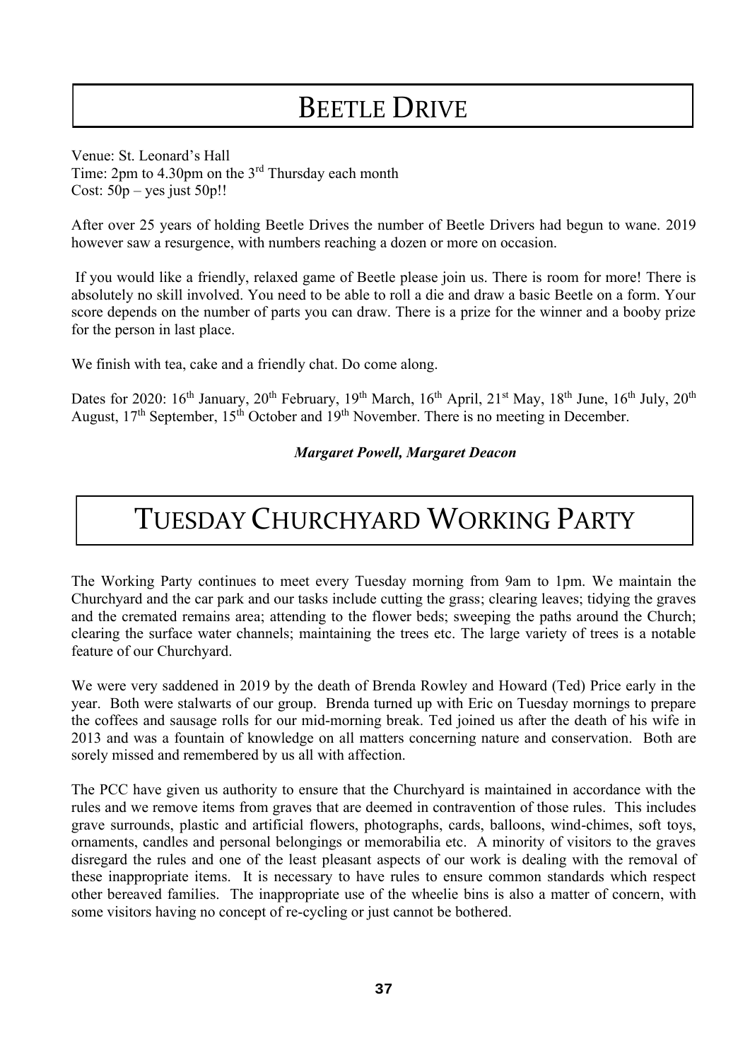# Beetle Drive

Venue: St. Leonard's Hall
Time: 2pm to 4.30pm on the 3rd Thursday each month
Cost: 50p – yes just 50p!!

After over 25 years of holding Beetle Drives the number of Beetle Drivers had begun to wane. 2019 however saw a resurgence, with numbers reaching a dozen or more on occasion.

If you would like a friendly, relaxed game of Beetle please join us. There is room for more! There is absolutely no skill involved. You need to be able to roll a die and draw a basic Beetle on a form. Your score depends on the number of parts you can draw. There is a prize for the winner and a booby prize for the person in last place.

We finish with tea, cake and a friendly chat. Do come along.

Dates for 2020: 16th January, 20th February, 19th March, 16th April, 21st May, 18th June, 16th July, 20th August, 17th September, 15th October and 19th November. There is no meeting in December.

***Margaret Powell, Margaret Deacon***

# Tuesday Churchyard Working Party

The Working Party continues to meet every Tuesday morning from 9am to 1pm. We maintain the Churchyard and the car park and our tasks include cutting the grass; clearing leaves; tidying the graves and the cremated remains area; attending to the flower beds; sweeping the paths around the Church; clearing the surface water channels; maintaining the trees etc. The large variety of trees is a notable feature of our Churchyard.

We were very saddened in 2019 by the death of Brenda Rowley and Howard (Ted) Price early in the year. Both were stalwarts of our group. Brenda turned up with Eric on Tuesday mornings to prepare the coffees and sausage rolls for our mid-morning break. Ted joined us after the death of his wife in 2013 and was a fountain of knowledge on all matters concerning nature and conservation. Both are sorely missed and remembered by us all with affection.

The PCC have given us authority to ensure that the Churchyard is maintained in accordance with the rules and we remove items from graves that are deemed in contravention of those rules. This includes grave surrounds, plastic and artificial flowers, photographs, cards, balloons, wind-chimes, soft toys, ornaments, candles and personal belongings or memorabilia etc. A minority of visitors to the graves disregard the rules and one of the least pleasant aspects of our work is dealing with the removal of these inappropriate items. It is necessary to have rules to ensure common standards which respect other bereaved families. The inappropriate use of the wheelie bins is also a matter of concern, with some visitors having no concept of re-cycling or just cannot be bothered.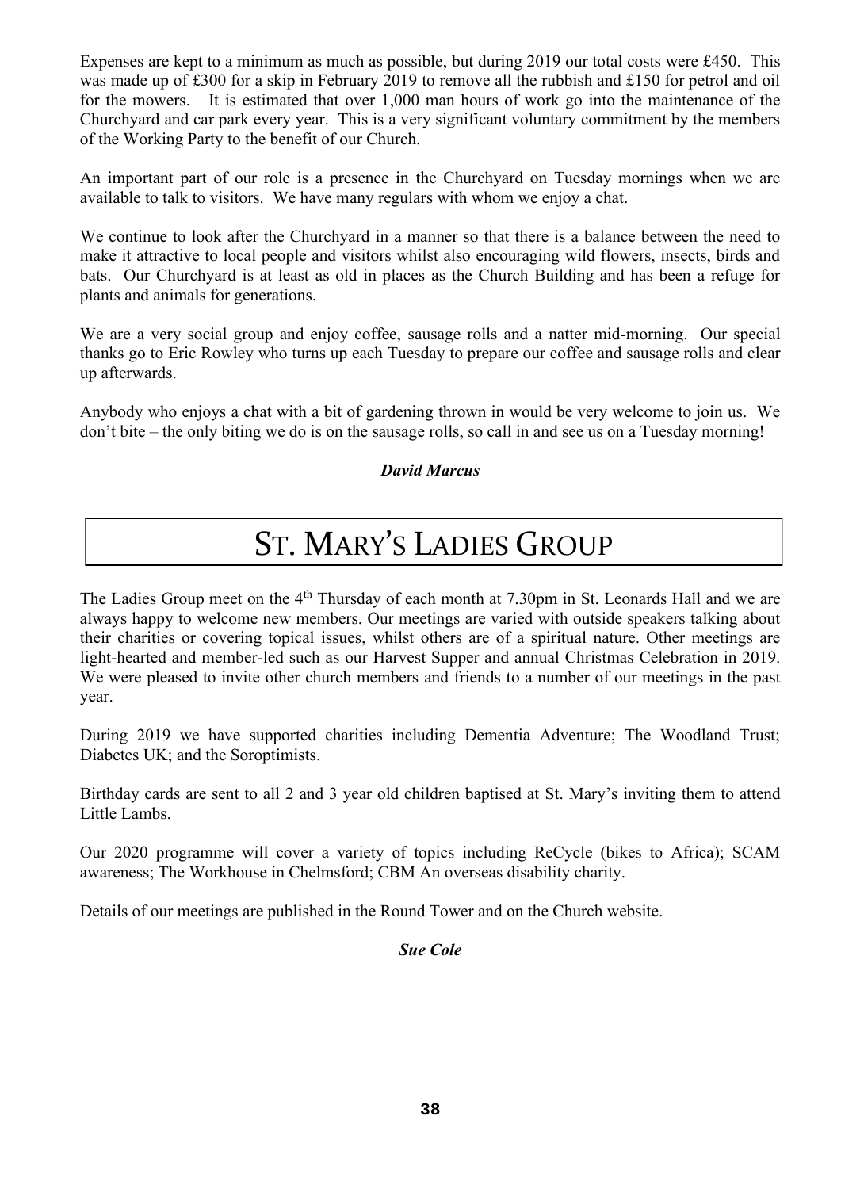Expenses are kept to a minimum as much as possible, but during 2019 our total costs were £450. This was made up of £300 for a skip in February 2019 to remove all the rubbish and £150 for petrol and oil for the mowers. It is estimated that over 1,000 man hours of work go into the maintenance of the Churchyard and car park every year. This is a very significant voluntary commitment by the members of the Working Party to the benefit of our Church.

An important part of our role is a presence in the Churchyard on Tuesday mornings when we are available to talk to visitors. We have many regulars with whom we enjoy a chat.

We continue to look after the Churchyard in a manner so that there is a balance between the need to make it attractive to local people and visitors whilst also encouraging wild flowers, insects, birds and bats. Our Churchyard is at least as old in places as the Church Building and has been a refuge for plants and animals for generations.

We are a very social group and enjoy coffee, sausage rolls and a natter mid-morning. Our special thanks go to Eric Rowley who turns up each Tuesday to prepare our coffee and sausage rolls and clear up afterwards.

Anybody who enjoys a chat with a bit of gardening thrown in would be very welcome to join us. We don't bite – the only biting we do is on the sausage rolls, so call in and see us on a Tuesday morning!

***David Marcus***

# ST. MARY'S LADIES GROUP

The Ladies Group meet on the 4th Thursday of each month at 7.30pm in St. Leonards Hall and we are always happy to welcome new members. Our meetings are varied with outside speakers talking about their charities or covering topical issues, whilst others are of a spiritual nature. Other meetings are light-hearted and member-led such as our Harvest Supper and annual Christmas Celebration in 2019. We were pleased to invite other church members and friends to a number of our meetings in the past year.

During 2019 we have supported charities including Dementia Adventure; The Woodland Trust; Diabetes UK; and the Soroptimists.

Birthday cards are sent to all 2 and 3 year old children baptised at St. Mary's inviting them to attend Little Lambs.

Our 2020 programme will cover a variety of topics including ReCycle (bikes to Africa); SCAM awareness; The Workhouse in Chelmsford; CBM An overseas disability charity.

Details of our meetings are published in the Round Tower and on the Church website.

***Sue Cole***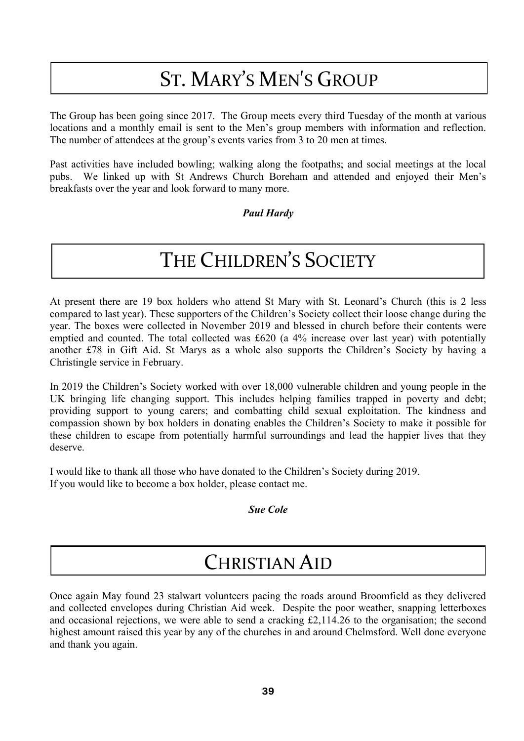# ST. MARY'S MEN'S GROUP

The Group has been going since 2017. The Group meets every third Tuesday of the month at various locations and a monthly email is sent to the Men's group members with information and reflection. The number of attendees at the group's events varies from 3 to 20 men at times.

Past activities have included bowling; walking along the footpaths; and social meetings at the local pubs. We linked up with St Andrews Church Boreham and attended and enjoyed their Men's breakfasts over the year and look forward to many more.

***Paul Hardy***

# THE CHILDREN'S SOCIETY

At present there are 19 box holders who attend St Mary with St. Leonard's Church (this is 2 less compared to last year). These supporters of the Children's Society collect their loose change during the year. The boxes were collected in November 2019 and blessed in church before their contents were emptied and counted. The total collected was £620 (a 4% increase over last year) with potentially another £78 in Gift Aid. St Marys as a whole also supports the Children's Society by having a Christingle service in February.

In 2019 the Children's Society worked with over 18,000 vulnerable children and young people in the UK bringing life changing support. This includes helping families trapped in poverty and debt; providing support to young carers; and combatting child sexual exploitation. The kindness and compassion shown by box holders in donating enables the Children's Society to make it possible for these children to escape from potentially harmful surroundings and lead the happier lives that they deserve.

I would like to thank all those who have donated to the Children's Society during 2019.
If you would like to become a box holder, please contact me.

***Sue Cole***

# CHRISTIAN AID

Once again May found 23 stalwart volunteers pacing the roads around Broomfield as they delivered and collected envelopes during Christian Aid week. Despite the poor weather, snapping letterboxes and occasional rejections, we were able to send a cracking £2,114.26 to the organisation; the second highest amount raised this year by any of the churches in and around Chelmsford. Well done everyone and thank you again.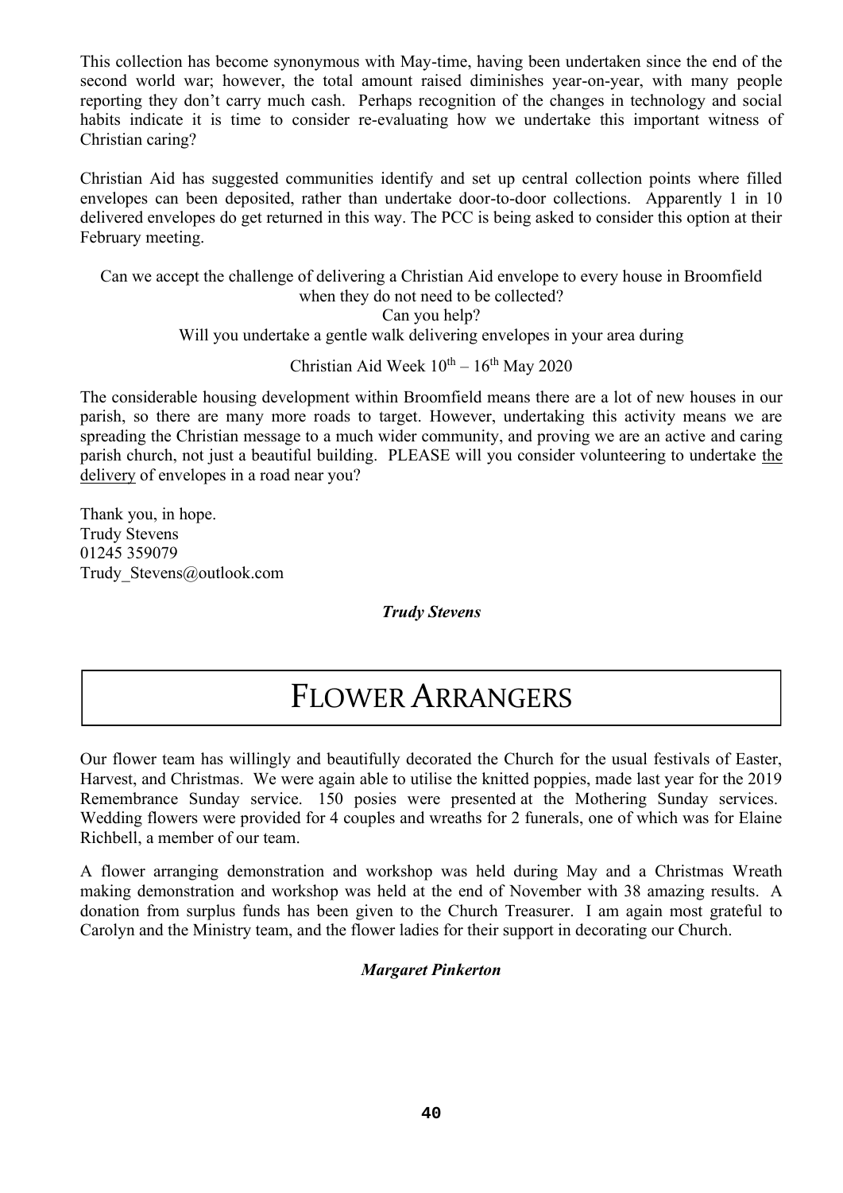This collection has become synonymous with May-time, having been undertaken since the end of the second world war; however, the total amount raised diminishes year-on-year, with many people reporting they don't carry much cash. Perhaps recognition of the changes in technology and social habits indicate it is time to consider re-evaluating how we undertake this important witness of Christian caring?

Christian Aid has suggested communities identify and set up central collection points where filled envelopes can been deposited, rather than undertake door-to-door collections. Apparently 1 in 10 delivered envelopes do get returned in this way. The PCC is being asked to consider this option at their February meeting.

Can we accept the challenge of delivering a Christian Aid envelope to every house in Broomfield when they do not need to be collected?
Can you help?
Will you undertake a gentle walk delivering envelopes in your area during

Christian Aid Week 10th – 16th May 2020

The considerable housing development within Broomfield means there are a lot of new houses in our parish, so there are many more roads to target. However, undertaking this activity means we are spreading the Christian message to a much wider community, and proving we are an active and caring parish church, not just a beautiful building. PLEASE will you consider volunteering to undertake <u>the delivery</u> of envelopes in a road near you?

Thank you, in hope.
Trudy Stevens
01245 359079
Trudy_Stevens@outlook.com

***Trudy Stevens***

# FLOWER ARRANGERS

Our flower team has willingly and beautifully decorated the Church for the usual festivals of Easter, Harvest, and Christmas. We were again able to utilise the knitted poppies, made last year for the 2019 Remembrance Sunday service. 150 posies were presented at the Mothering Sunday services. Wedding flowers were provided for 4 couples and wreaths for 2 funerals, one of which was for Elaine Richbell, a member of our team.

A flower arranging demonstration and workshop was held during May and a Christmas Wreath making demonstration and workshop was held at the end of November with 38 amazing results. A donation from surplus funds has been given to the Church Treasurer. I am again most grateful to Carolyn and the Ministry team, and the flower ladies for their support in decorating our Church.

***Margaret Pinkerton***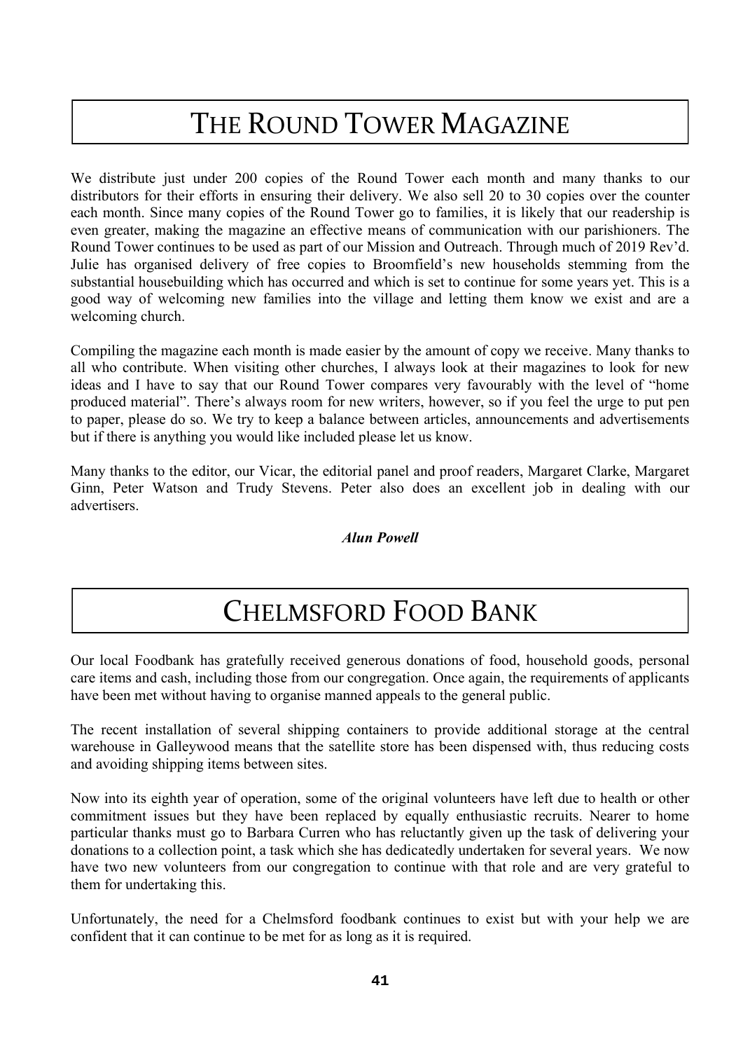# The Round Tower Magazine

We distribute just under 200 copies of the Round Tower each month and many thanks to our distributors for their efforts in ensuring their delivery. We also sell 20 to 30 copies over the counter each month. Since many copies of the Round Tower go to families, it is likely that our readership is even greater, making the magazine an effective means of communication with our parishioners. The Round Tower continues to be used as part of our Mission and Outreach. Through much of 2019 Rev'd. Julie has organised delivery of free copies to Broomfield's new households stemming from the substantial housebuilding which has occurred and which is set to continue for some years yet. This is a good way of welcoming new families into the village and letting them know we exist and are a welcoming church.

Compiling the magazine each month is made easier by the amount of copy we receive. Many thanks to all who contribute. When visiting other churches, I always look at their magazines to look for new ideas and I have to say that our Round Tower compares very favourably with the level of "home produced material". There's always room for new writers, however, so if you feel the urge to put pen to paper, please do so. We try to keep a balance between articles, announcements and advertisements but if there is anything you would like included please let us know.

Many thanks to the editor, our Vicar, the editorial panel and proof readers, Margaret Clarke, Margaret Ginn, Peter Watson and Trudy Stevens. Peter also does an excellent job in dealing with our advertisers.

***Alun Powell***

# Chelmsford Food Bank

Our local Foodbank has gratefully received generous donations of food, household goods, personal care items and cash, including those from our congregation. Once again, the requirements of applicants have been met without having to organise manned appeals to the general public.

The recent installation of several shipping containers to provide additional storage at the central warehouse in Galleywood means that the satellite store has been dispensed with, thus reducing costs and avoiding shipping items between sites.

Now into its eighth year of operation, some of the original volunteers have left due to health or other commitment issues but they have been replaced by equally enthusiastic recruits. Nearer to home particular thanks must go to Barbara Curren who has reluctantly given up the task of delivering your donations to a collection point, a task which she has dedicatedly undertaken for several years. We now have two new volunteers from our congregation to continue with that role and are very grateful to them for undertaking this.

Unfortunately, the need for a Chelmsford foodbank continues to exist but with your help we are confident that it can continue to be met for as long as it is required.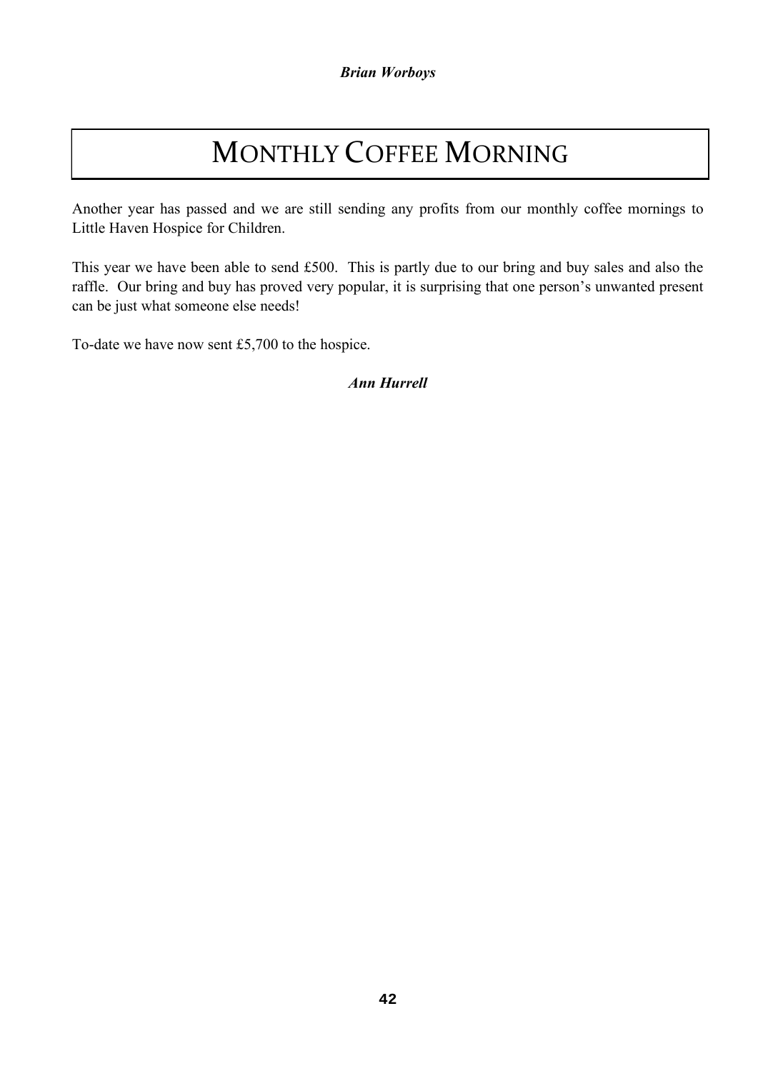***Brian Worboys***

# MONTHLY COFFEE MORNING

Another year has passed and we are still sending any profits from our monthly coffee mornings to Little Haven Hospice for Children.

This year we have been able to send £500. This is partly due to our bring and buy sales and also the raffle. Our bring and buy has proved very popular, it is surprising that one person's unwanted present can be just what someone else needs!

To-date we have now sent £5,700 to the hospice.

***Ann Hurrell***